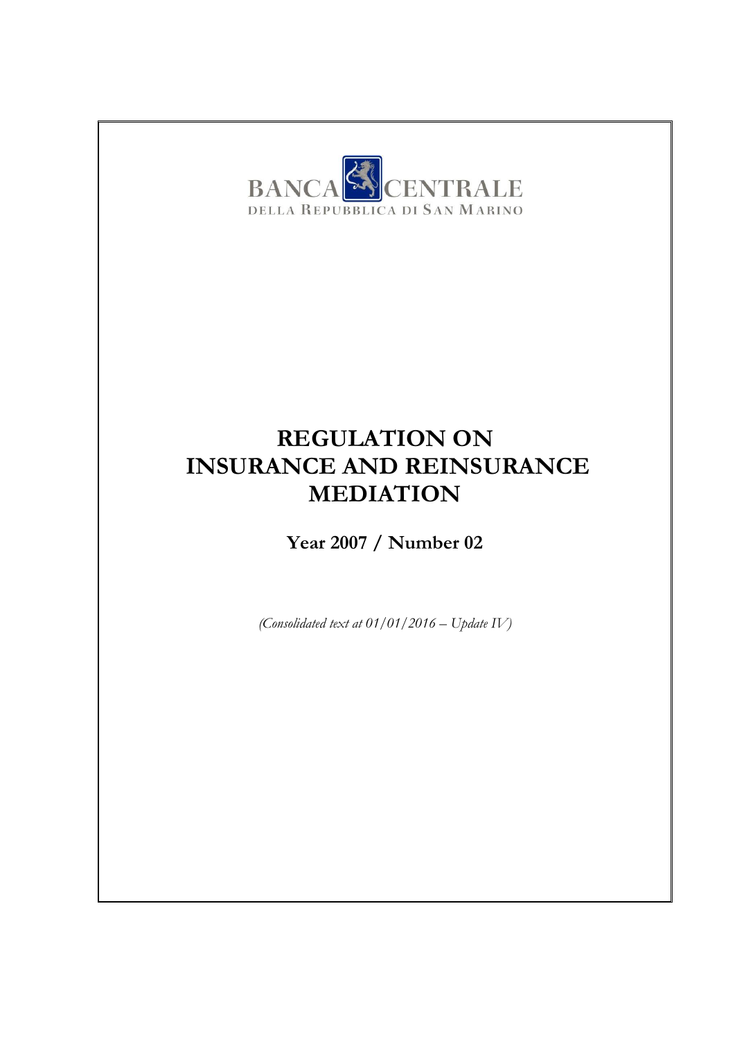BANCA CENTRALE
DELLA REPUBBLICA DI SAN MARINO

# REGULATION ON INSURANCE AND REINSURANCE MEDIATION

**Year 2007 / Number 02**

*(Consolidated text at 01/01/2016 – Update IV)*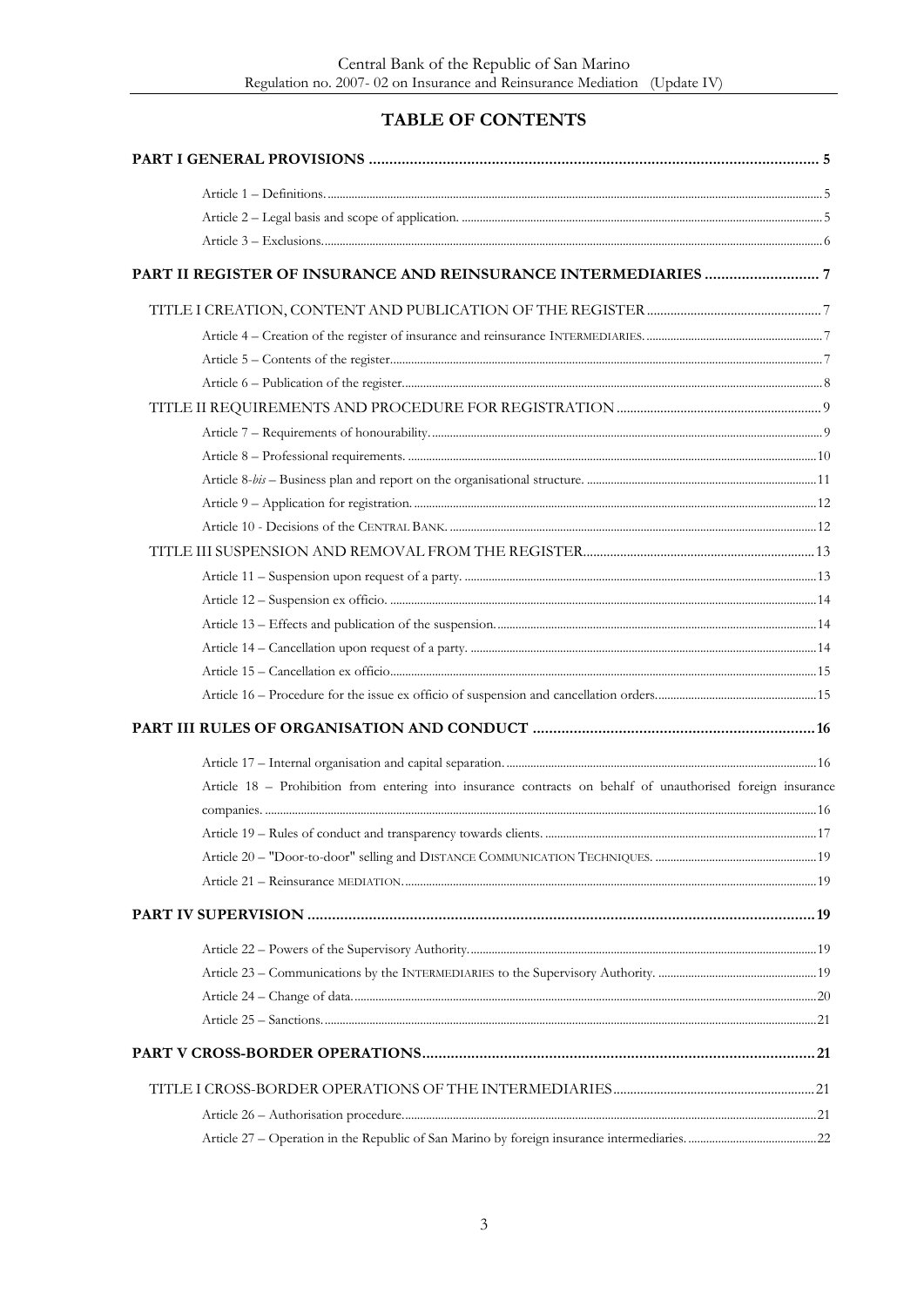# TABLE OF CONTENTS

**PART I GENERAL PROVISIONS** ..... 5

- Article 1 – Definitions. ..... 5
- Article 2 – Legal basis and scope of application. ..... 5
- Article 3 – Exclusions. ..... 6

**PART II REGISTER OF INSURANCE AND REINSURANCE INTERMEDIARIES** ..... 7

TITLE I CREATION, CONTENT AND PUBLICATION OF THE REGISTER ..... 7

- Article 4 – Creation of the register of insurance and reinsurance INTERMEDIARIES. ..... 7
- Article 5 – Contents of the register. ..... 7
- Article 6 – Publication of the register. ..... 8

TITLE II REQUIREMENTS AND PROCEDURE FOR REGISTRATION ..... 9

- Article 7 – Requirements of honourability. ..... 9
- Article 8 – Professional requirements. ..... 10
- Article 8-*bis* – Business plan and report on the organisational structure. ..... 11
- Article 9 – Application for registration. ..... 12
- Article 10 - Decisions of the CENTRAL BANK. ..... 12

TITLE III SUSPENSION AND REMOVAL FROM THE REGISTER ..... 13

- Article 11 – Suspension upon request of a party. ..... 13
- Article 12 – Suspension ex officio. ..... 14
- Article 13 – Effects and publication of the suspension. ..... 14
- Article 14 – Cancellation upon request of a party. ..... 14
- Article 15 – Cancellation ex officio ..... 15
- Article 16 – Procedure for the issue ex officio of suspension and cancellation orders. ..... 15

**PART III RULES OF ORGANISATION AND CONDUCT** ..... 16

- Article 17 – Internal organisation and capital separation. ..... 16
- Article 18 – Prohibition from entering into insurance contracts on behalf of unauthorised foreign insurance companies. ..... 16
- Article 19 – Rules of conduct and transparency towards clients. ..... 17
- Article 20 – "Door-to-door" selling and DISTANCE COMMUNICATION TECHNIQUES. ..... 19
- Article 21 – Reinsurance MEDIATION. ..... 19

**PART IV SUPERVISION** ..... 19

- Article 22 – Powers of the Supervisory Authority. ..... 19
- Article 23 – Communications by the INTERMEDIARIES to the Supervisory Authority. ..... 19
- Article 24 – Change of data. ..... 20
- Article 25 – Sanctions. ..... 21

**PART V CROSS-BORDER OPERATIONS** ..... 21

TITLE I CROSS-BORDER OPERATIONS OF THE INTERMEDIARIES ..... 21

- Article 26 – Authorisation procedure. ..... 21
- Article 27 – Operation in the Republic of San Marino by foreign insurance intermediaries. ..... 22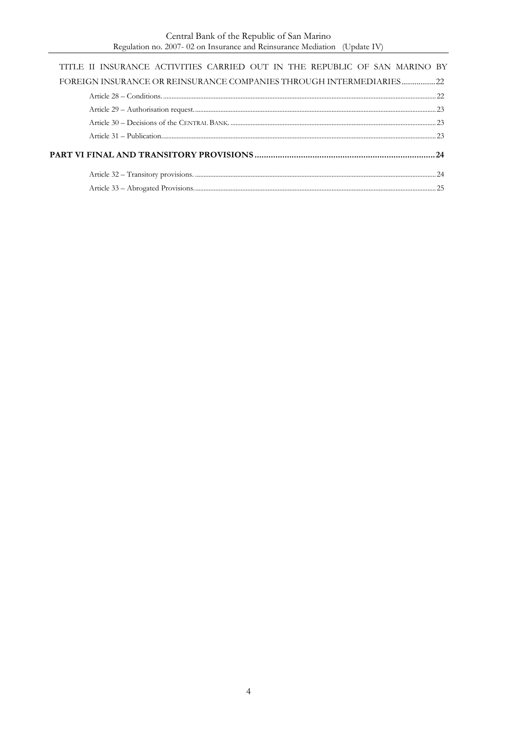TITLE II INSURANCE ACTIVITIES CARRIED OUT IN THE REPUBLIC OF SAN MARINO BY FOREIGN INSURANCE OR REINSURANCE COMPANIES THROUGH INTERMEDIARIES .................22

Article 28 – Conditions. ................................................................................................................................................ 22

Article 29 – Authorisation request. ............................................................................................................................ 23

Article 30 – Decisions of the CENTRAL BANK. ......................................................................................................... 23

Article 31 – Publication. ................................................................................................................................................ 23

**PART VI FINAL AND TRANSITORY PROVISIONS ............................................................................ 24**

Article 32 – Transitory provisions. ............................................................................................................................. 24

Article 33 – Abrogated Provisions. ............................................................................................................................. 25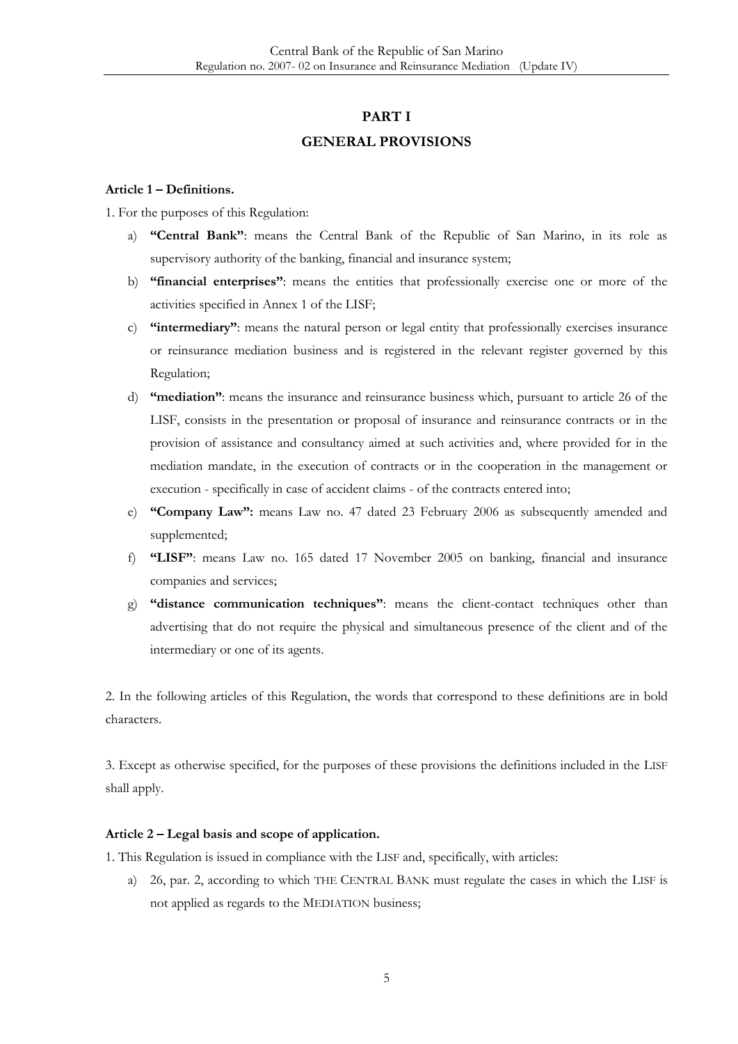# PART I

# GENERAL PROVISIONS

### Article 1 – Definitions.

1. For the purposes of this Regulation:

   a) **"Central Bank"**: means the Central Bank of the Republic of San Marino, in its role as supervisory authority of the banking, financial and insurance system;
   b) **"financial enterprises"**: means the entities that professionally exercise one or more of the activities specified in Annex 1 of the LISF;
   c) **"intermediary"**: means the natural person or legal entity that professionally exercises insurance or reinsurance mediation business and is registered in the relevant register governed by this Regulation;
   d) **"mediation"**: means the insurance and reinsurance business which, pursuant to article 26 of the LISF, consists in the presentation or proposal of insurance and reinsurance contracts or in the provision of assistance and consultancy aimed at such activities and, where provided for in the mediation mandate, in the execution of contracts or in the cooperation in the management or execution - specifically in case of accident claims - of the contracts entered into;
   e) **"Company Law":** means Law no. 47 dated 23 February 2006 as subsequently amended and supplemented;
   f) **"LISF"**: means Law no. 165 dated 17 November 2005 on banking, financial and insurance companies and services;
   g) **"distance communication techniques"**: means the client-contact techniques other than advertising that do not require the physical and simultaneous presence of the client and of the intermediary or one of its agents.

2. In the following articles of this Regulation, the words that correspond to these definitions are in bold characters.

3. Except as otherwise specified, for the purposes of these provisions the definitions included in the LISF shall apply.

### Article 2 – Legal basis and scope of application.

1. This Regulation is issued in compliance with the LISF and, specifically, with articles:

   a) 26, par. 2, according to which THE CENTRAL BANK must regulate the cases in which the LISF is not applied as regards to the MEDIATION business;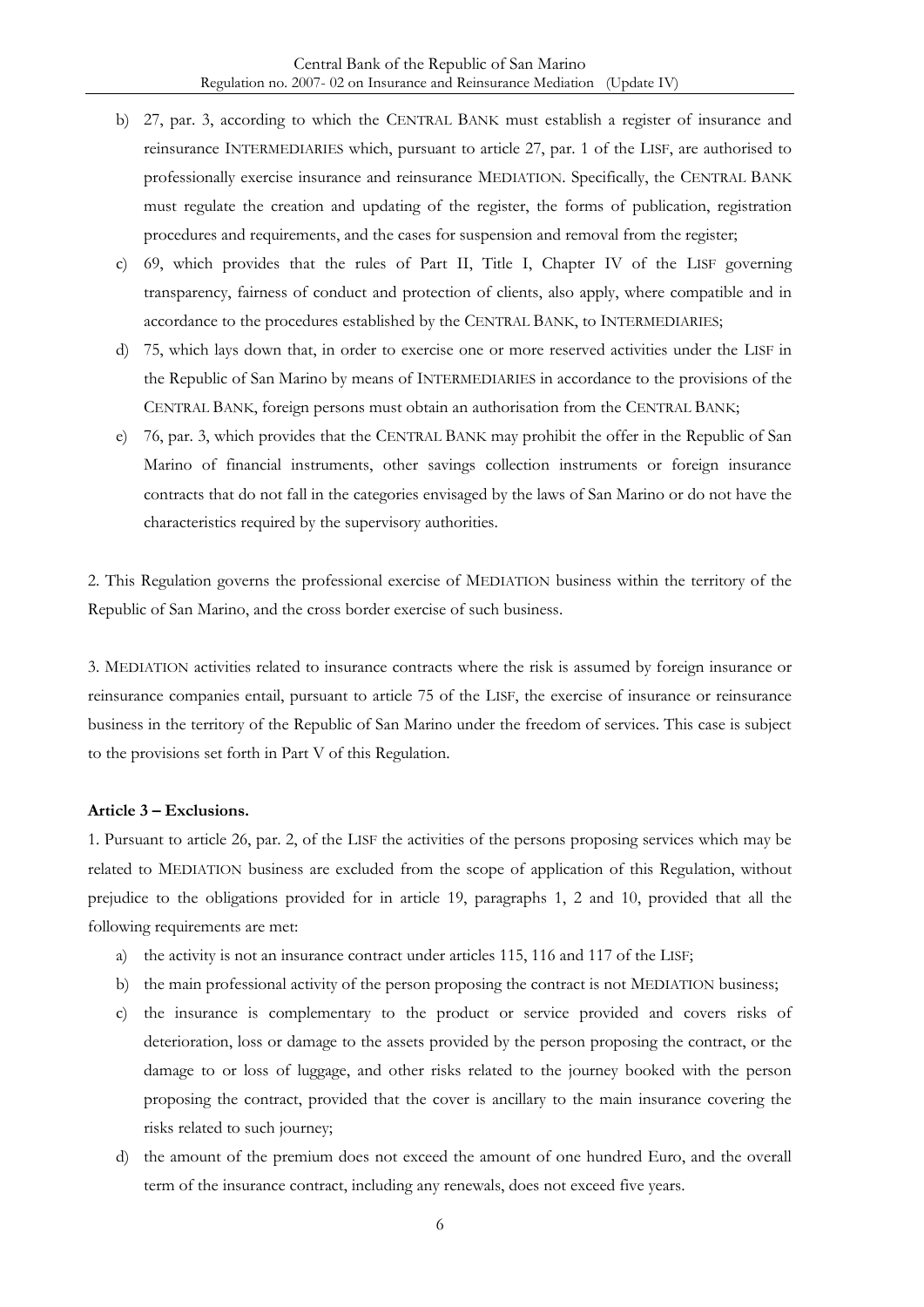b) 27, par. 3, according to which the CENTRAL BANK must establish a register of insurance and reinsurance INTERMEDIARIES which, pursuant to article 27, par. 1 of the LISF, are authorised to professionally exercise insurance and reinsurance MEDIATION. Specifically, the CENTRAL BANK must regulate the creation and updating of the register, the forms of publication, registration procedures and requirements, and the cases for suspension and removal from the register;

c) 69, which provides that the rules of Part II, Title I, Chapter IV of the LISF governing transparency, fairness of conduct and protection of clients, also apply, where compatible and in accordance to the procedures established by the CENTRAL BANK, to INTERMEDIARIES;

d) 75, which lays down that, in order to exercise one or more reserved activities under the LISF in the Republic of San Marino by means of INTERMEDIARIES in accordance to the provisions of the CENTRAL BANK, foreign persons must obtain an authorisation from the CENTRAL BANK;

e) 76, par. 3, which provides that the CENTRAL BANK may prohibit the offer in the Republic of San Marino of financial instruments, other savings collection instruments or foreign insurance contracts that do not fall in the categories envisaged by the laws of San Marino or do not have the characteristics required by the supervisory authorities.

2. This Regulation governs the professional exercise of MEDIATION business within the territory of the Republic of San Marino, and the cross border exercise of such business.

3. MEDIATION activities related to insurance contracts where the risk is assumed by foreign insurance or reinsurance companies entail, pursuant to article 75 of the LISF, the exercise of insurance or reinsurance business in the territory of the Republic of San Marino under the freedom of services. This case is subject to the provisions set forth in Part V of this Regulation.

**Article 3 – Exclusions.**

1. Pursuant to article 26, par. 2, of the LISF the activities of the persons proposing services which may be related to MEDIATION business are excluded from the scope of application of this Regulation, without prejudice to the obligations provided for in article 19, paragraphs 1, 2 and 10, provided that all the following requirements are met:

a) the activity is not an insurance contract under articles 115, 116 and 117 of the LISF;

b) the main professional activity of the person proposing the contract is not MEDIATION business;

c) the insurance is complementary to the product or service provided and covers risks of deterioration, loss or damage to the assets provided by the person proposing the contract, or the damage to or loss of luggage, and other risks related to the journey booked with the person proposing the contract, provided that the cover is ancillary to the main insurance covering the risks related to such journey;

d) the amount of the premium does not exceed the amount of one hundred Euro, and the overall term of the insurance contract, including any renewals, does not exceed five years.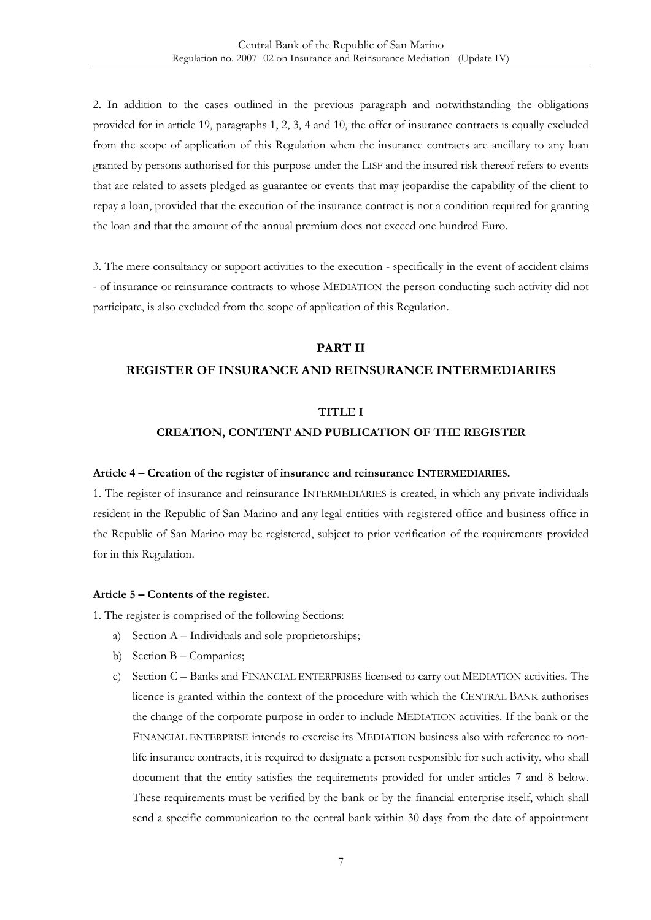2. In addition to the cases outlined in the previous paragraph and notwithstanding the obligations provided for in article 19, paragraphs 1, 2, 3, 4 and 10, the offer of insurance contracts is equally excluded from the scope of application of this Regulation when the insurance contracts are ancillary to any loan granted by persons authorised for this purpose under the LISF and the insured risk thereof refers to events that are related to assets pledged as guarantee or events that may jeopardise the capability of the client to repay a loan, provided that the execution of the insurance contract is not a condition required for granting the loan and that the amount of the annual premium does not exceed one hundred Euro.

3. The mere consultancy or support activities to the execution - specifically in the event of accident claims - of insurance or reinsurance contracts to whose MEDIATION the person conducting such activity did not participate, is also excluded from the scope of application of this Regulation.

## PART II

## REGISTER OF INSURANCE AND REINSURANCE INTERMEDIARIES

### TITLE I

### CREATION, CONTENT AND PUBLICATION OF THE REGISTER

#### Article 4 – Creation of the register of insurance and reinsurance INTERMEDIARIES.

1. The register of insurance and reinsurance INTERMEDIARIES is created, in which any private individuals resident in the Republic of San Marino and any legal entities with registered office and business office in the Republic of San Marino may be registered, subject to prior verification of the requirements provided for in this Regulation.

#### Article 5 – Contents of the register.

1. The register is comprised of the following Sections:

a) Section A – Individuals and sole proprietorships;
b) Section B – Companies;
c) Section C – Banks and FINANCIAL ENTERPRISES licensed to carry out MEDIATION activities. The licence is granted within the context of the procedure with which the CENTRAL BANK authorises the change of the corporate purpose in order to include MEDIATION activities. If the bank or the FINANCIAL ENTERPRISE intends to exercise its MEDIATION business also with reference to non-life insurance contracts, it is required to designate a person responsible for such activity, who shall document that the entity satisfies the requirements provided for under articles 7 and 8 below. These requirements must be verified by the bank or by the financial enterprise itself, which shall send a specific communication to the central bank within 30 days from the date of appointment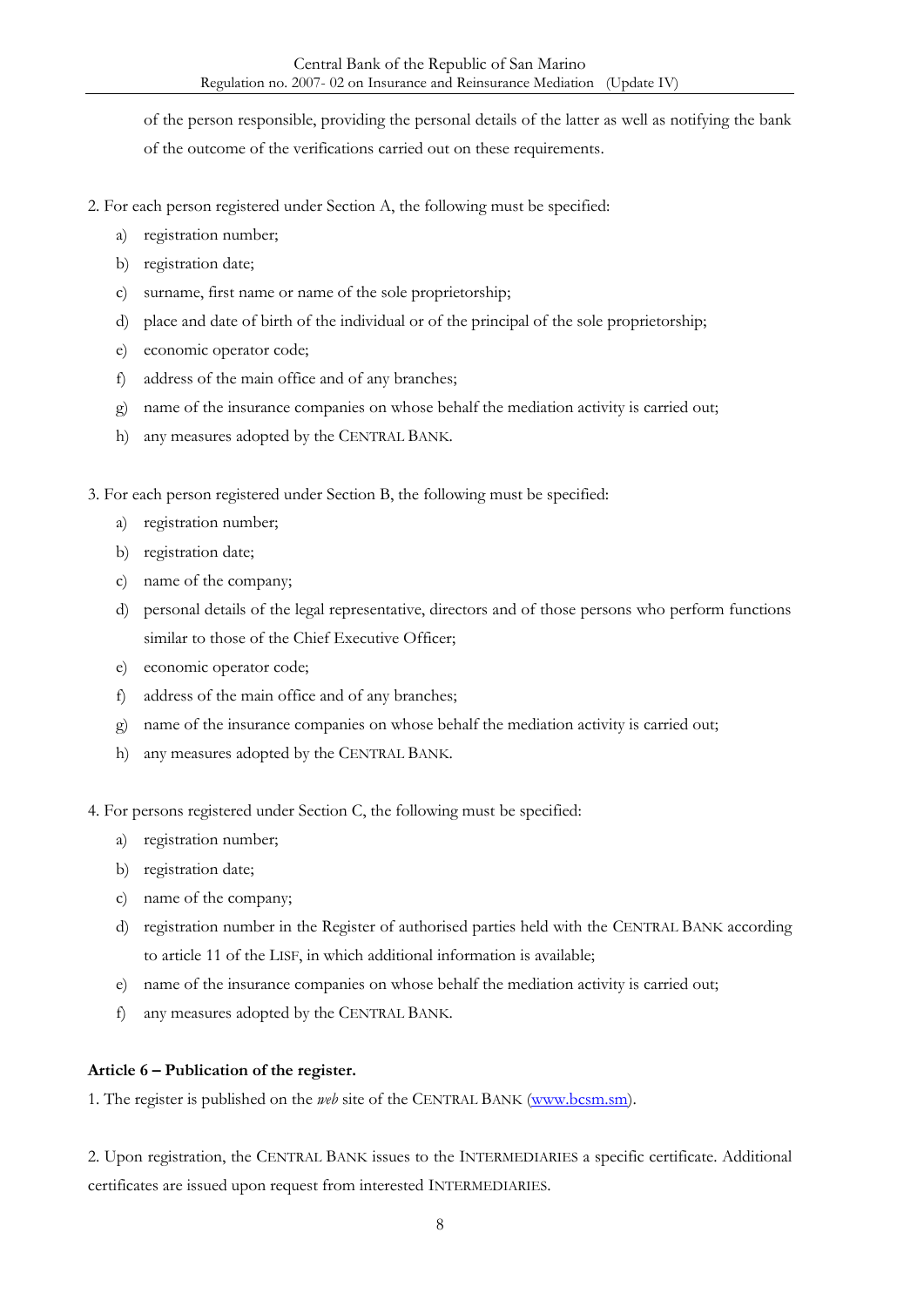of the person responsible, providing the personal details of the latter as well as notifying the bank of the outcome of the verifications carried out on these requirements.

2. For each person registered under Section A, the following must be specified:

   a) registration number;
   b) registration date;
   c) surname, first name or name of the sole proprietorship;
   d) place and date of birth of the individual or of the principal of the sole proprietorship;
   e) economic operator code;
   f) address of the main office and of any branches;
   g) name of the insurance companies on whose behalf the mediation activity is carried out;
   h) any measures adopted by the CENTRAL BANK.

3. For each person registered under Section B, the following must be specified:

   a) registration number;
   b) registration date;
   c) name of the company;
   d) personal details of the legal representative, directors and of those persons who perform functions similar to those of the Chief Executive Officer;
   e) economic operator code;
   f) address of the main office and of any branches;
   g) name of the insurance companies on whose behalf the mediation activity is carried out;
   h) any measures adopted by the CENTRAL BANK.

4. For persons registered under Section C, the following must be specified:

   a) registration number;
   b) registration date;
   c) name of the company;
   d) registration number in the Register of authorised parties held with the CENTRAL BANK according to article 11 of the LISF, in which additional information is available;
   e) name of the insurance companies on whose behalf the mediation activity is carried out;
   f) any measures adopted by the CENTRAL BANK.

**Article 6 – Publication of the register.**

1. The register is published on the *web* site of the CENTRAL BANK (www.bcsm.sm).

2. Upon registration, the CENTRAL BANK issues to the INTERMEDIARIES a specific certificate. Additional certificates are issued upon request from interested INTERMEDIARIES.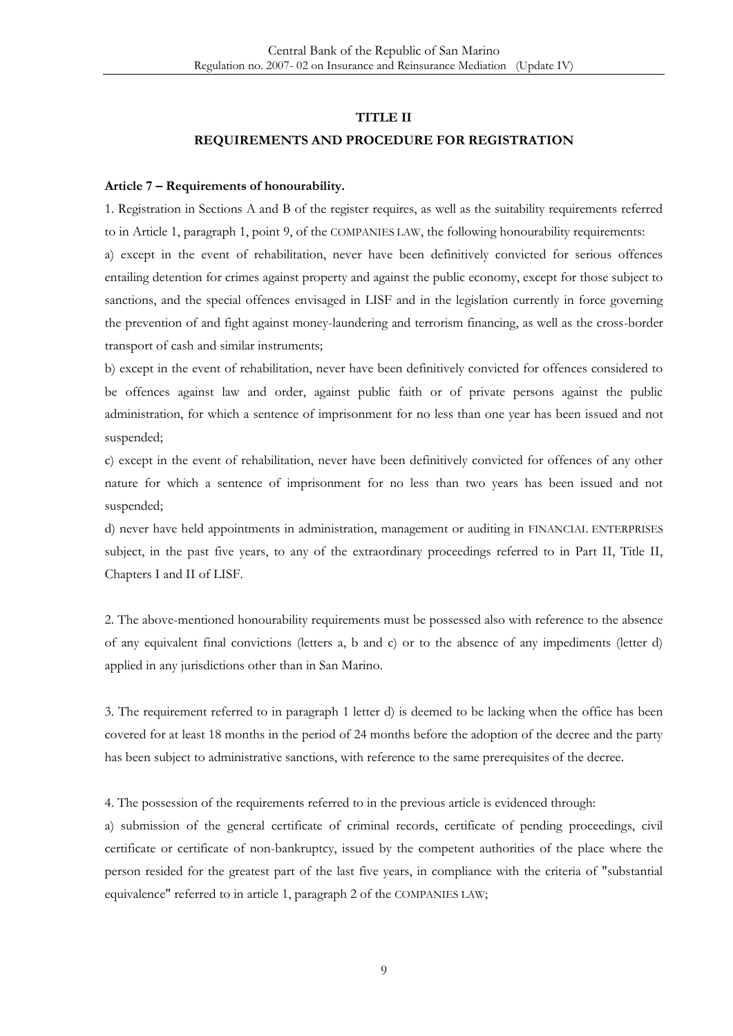## TITLE II

## REQUIREMENTS AND PROCEDURE FOR REGISTRATION

**Article 7 – Requirements of honourability.**

1. Registration in Sections A and B of the register requires, as well as the suitability requirements referred to in Article 1, paragraph 1, point 9, of the COMPANIES LAW, the following honourability requirements:

a) except in the event of rehabilitation, never have been definitively convicted for serious offences entailing detention for crimes against property and against the public economy, except for those subject to sanctions, and the special offences envisaged in LISF and in the legislation currently in force governing the prevention of and fight against money-laundering and terrorism financing, as well as the cross-border transport of cash and similar instruments;

b) except in the event of rehabilitation, never have been definitively convicted for offences considered to be offences against law and order, against public faith or of private persons against the public administration, for which a sentence of imprisonment for no less than one year has been issued and not suspended;

c) except in the event of rehabilitation, never have been definitively convicted for offences of any other nature for which a sentence of imprisonment for no less than two years has been issued and not suspended;

d) never have held appointments in administration, management or auditing in FINANCIAL ENTERPRISES subject, in the past five years, to any of the extraordinary proceedings referred to in Part II, Title II, Chapters I and II of LISF.

2. The above-mentioned honourability requirements must be possessed also with reference to the absence of any equivalent final convictions (letters a, b and c) or to the absence of any impediments (letter d) applied in any jurisdictions other than in San Marino.

3. The requirement referred to in paragraph 1 letter d) is deemed to be lacking when the office has been covered for at least 18 months in the period of 24 months before the adoption of the decree and the party has been subject to administrative sanctions, with reference to the same prerequisites of the decree.

4. The possession of the requirements referred to in the previous article is evidenced through:

a) submission of the general certificate of criminal records, certificate of pending proceedings, civil certificate or certificate of non-bankruptcy, issued by the competent authorities of the place where the person resided for the greatest part of the last five years, in compliance with the criteria of "substantial equivalence" referred to in article 1, paragraph 2 of the COMPANIES LAW;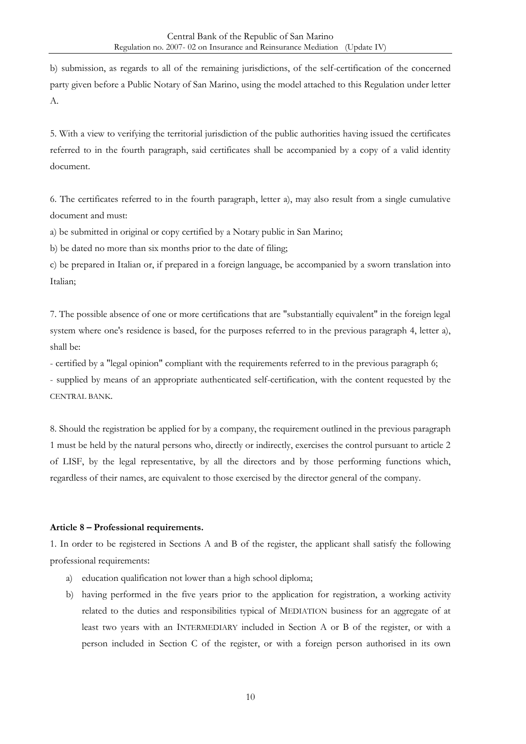b) submission, as regards to all of the remaining jurisdictions, of the self-certification of the concerned party given before a Public Notary of San Marino, using the model attached to this Regulation under letter A.

5. With a view to verifying the territorial jurisdiction of the public authorities having issued the certificates referred to in the fourth paragraph, said certificates shall be accompanied by a copy of a valid identity document.

6. The certificates referred to in the fourth paragraph, letter a), may also result from a single cumulative document and must:

a) be submitted in original or copy certified by a Notary public in San Marino;

b) be dated no more than six months prior to the date of filing;

c) be prepared in Italian or, if prepared in a foreign language, be accompanied by a sworn translation into Italian;

7. The possible absence of one or more certifications that are "substantially equivalent" in the foreign legal system where one's residence is based, for the purposes referred to in the previous paragraph 4, letter a), shall be:

- certified by a "legal opinion" compliant with the requirements referred to in the previous paragraph 6;
- supplied by means of an appropriate authenticated self-certification, with the content requested by the CENTRAL BANK.

8. Should the registration be applied for by a company, the requirement outlined in the previous paragraph 1 must be held by the natural persons who, directly or indirectly, exercises the control pursuant to article 2 of LISF, by the legal representative, by all the directors and by those performing functions which, regardless of their names, are equivalent to those exercised by the director general of the company.

**Article 8 – Professional requirements.**

1. In order to be registered in Sections A and B of the register, the applicant shall satisfy the following professional requirements:

a) education qualification not lower than a high school diploma;

b) having performed in the five years prior to the application for registration, a working activity related to the duties and responsibilities typical of MEDIATION business for an aggregate of at least two years with an INTERMEDIARY included in Section A or B of the register, or with a person included in Section C of the register, or with a foreign person authorised in its own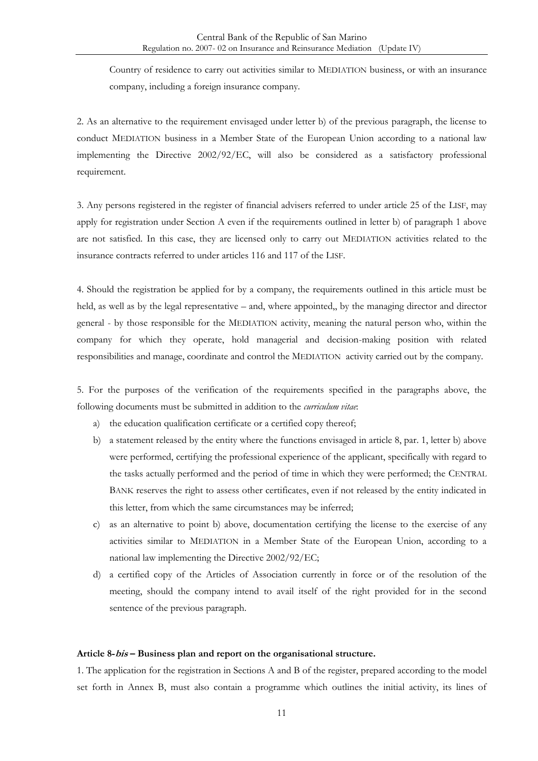Country of residence to carry out activities similar to MEDIATION business, or with an insurance company, including a foreign insurance company.

2. As an alternative to the requirement envisaged under letter b) of the previous paragraph, the license to conduct MEDIATION business in a Member State of the European Union according to a national law implementing the Directive 2002/92/EC, will also be considered as a satisfactory professional requirement.

3. Any persons registered in the register of financial advisers referred to under article 25 of the LISF, may apply for registration under Section A even if the requirements outlined in letter b) of paragraph 1 above are not satisfied. In this case, they are licensed only to carry out MEDIATION activities related to the insurance contracts referred to under articles 116 and 117 of the LISF.

4. Should the registration be applied for by a company, the requirements outlined in this article must be held, as well as by the legal representative – and, where appointed,, by the managing director and director general - by those responsible for the MEDIATION activity, meaning the natural person who, within the company for which they operate, hold managerial and decision-making position with related responsibilities and manage, coordinate and control the MEDIATION activity carried out by the company.

5. For the purposes of the verification of the requirements specified in the paragraphs above, the following documents must be submitted in addition to the *curriculum vitae*:

a) the education qualification certificate or a certified copy thereof;
b) a statement released by the entity where the functions envisaged in article 8, par. 1, letter b) above were performed, certifying the professional experience of the applicant, specifically with regard to the tasks actually performed and the period of time in which they were performed; the CENTRAL BANK reserves the right to assess other certificates, even if not released by the entity indicated in this letter, from which the same circumstances may be inferred;
c) as an alternative to point b) above, documentation certifying the license to the exercise of any activities similar to MEDIATION in a Member State of the European Union, according to a national law implementing the Directive 2002/92/EC;
d) a certified copy of the Articles of Association currently in force or of the resolution of the meeting, should the company intend to avail itself of the right provided for in the second sentence of the previous paragraph.

**Article 8-*bis* – Business plan and report on the organisational structure.**

1. The application for the registration in Sections A and B of the register, prepared according to the model set forth in Annex B, must also contain a programme which outlines the initial activity, its lines of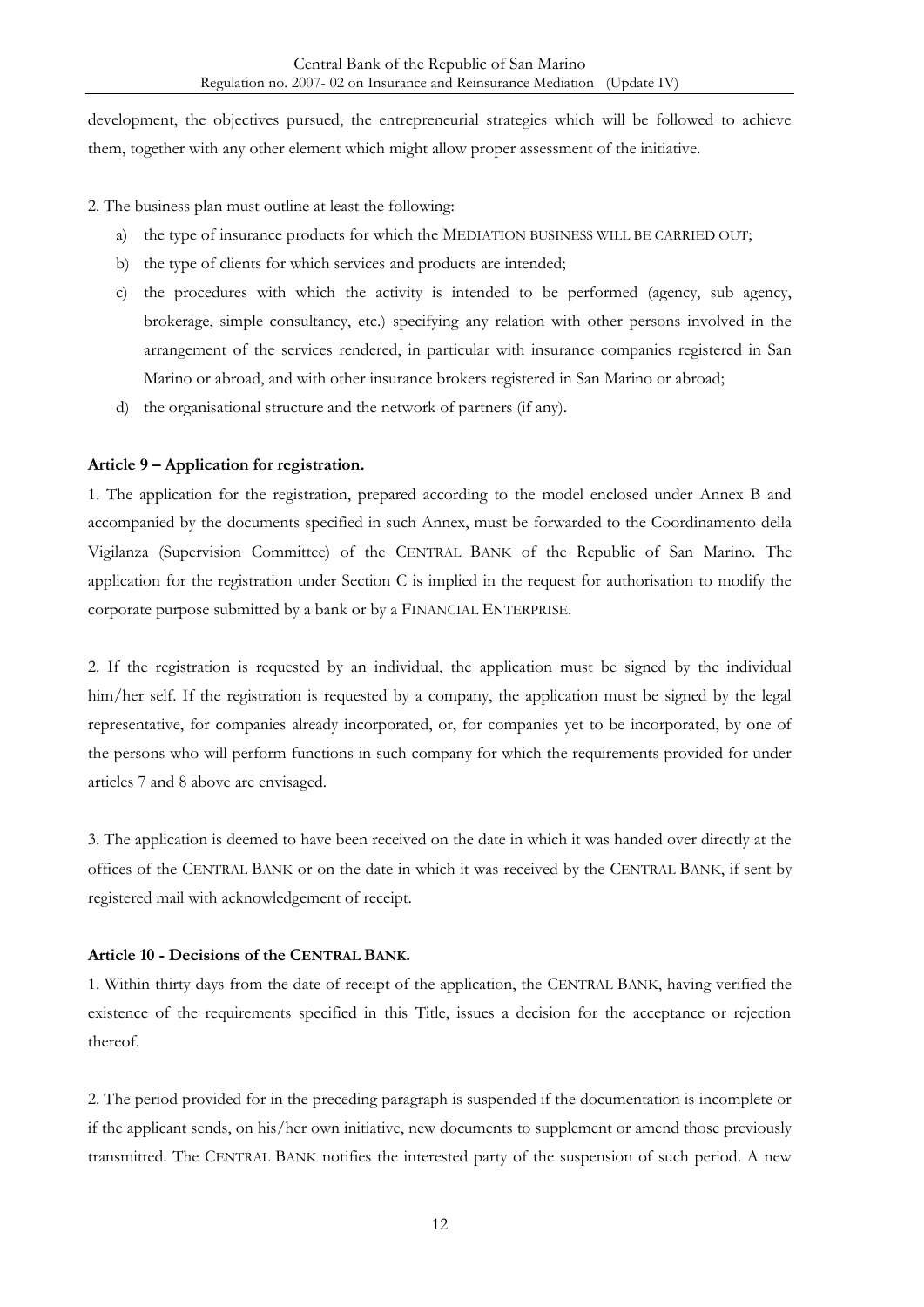development, the objectives pursued, the entrepreneurial strategies which will be followed to achieve them, together with any other element which might allow proper assessment of the initiative.

2. The business plan must outline at least the following:

a) the type of insurance products for which the MEDIATION BUSINESS WILL BE CARRIED OUT;
b) the type of clients for which services and products are intended;
c) the procedures with which the activity is intended to be performed (agency, sub agency, brokerage, simple consultancy, etc.) specifying any relation with other persons involved in the arrangement of the services rendered, in particular with insurance companies registered in San Marino or abroad, and with other insurance brokers registered in San Marino or abroad;
d) the organisational structure and the network of partners (if any).

**Article 9 – Application for registration.**

1. The application for the registration, prepared according to the model enclosed under Annex B and accompanied by the documents specified in such Annex, must be forwarded to the Coordinamento della Vigilanza (Supervision Committee) of the CENTRAL BANK of the Republic of San Marino. The application for the registration under Section C is implied in the request for authorisation to modify the corporate purpose submitted by a bank or by a FINANCIAL ENTERPRISE.

2. If the registration is requested by an individual, the application must be signed by the individual him/her self. If the registration is requested by a company, the application must be signed by the legal representative, for companies already incorporated, or, for companies yet to be incorporated, by one of the persons who will perform functions in such company for which the requirements provided for under articles 7 and 8 above are envisaged.

3. The application is deemed to have been received on the date in which it was handed over directly at the offices of the CENTRAL BANK or on the date in which it was received by the CENTRAL BANK, if sent by registered mail with acknowledgement of receipt.

**Article 10 - Decisions of the CENTRAL BANK.**

1. Within thirty days from the date of receipt of the application, the CENTRAL BANK, having verified the existence of the requirements specified in this Title, issues a decision for the acceptance or rejection thereof.

2. The period provided for in the preceding paragraph is suspended if the documentation is incomplete or if the applicant sends, on his/her own initiative, new documents to supplement or amend those previously transmitted. The CENTRAL BANK notifies the interested party of the suspension of such period. A new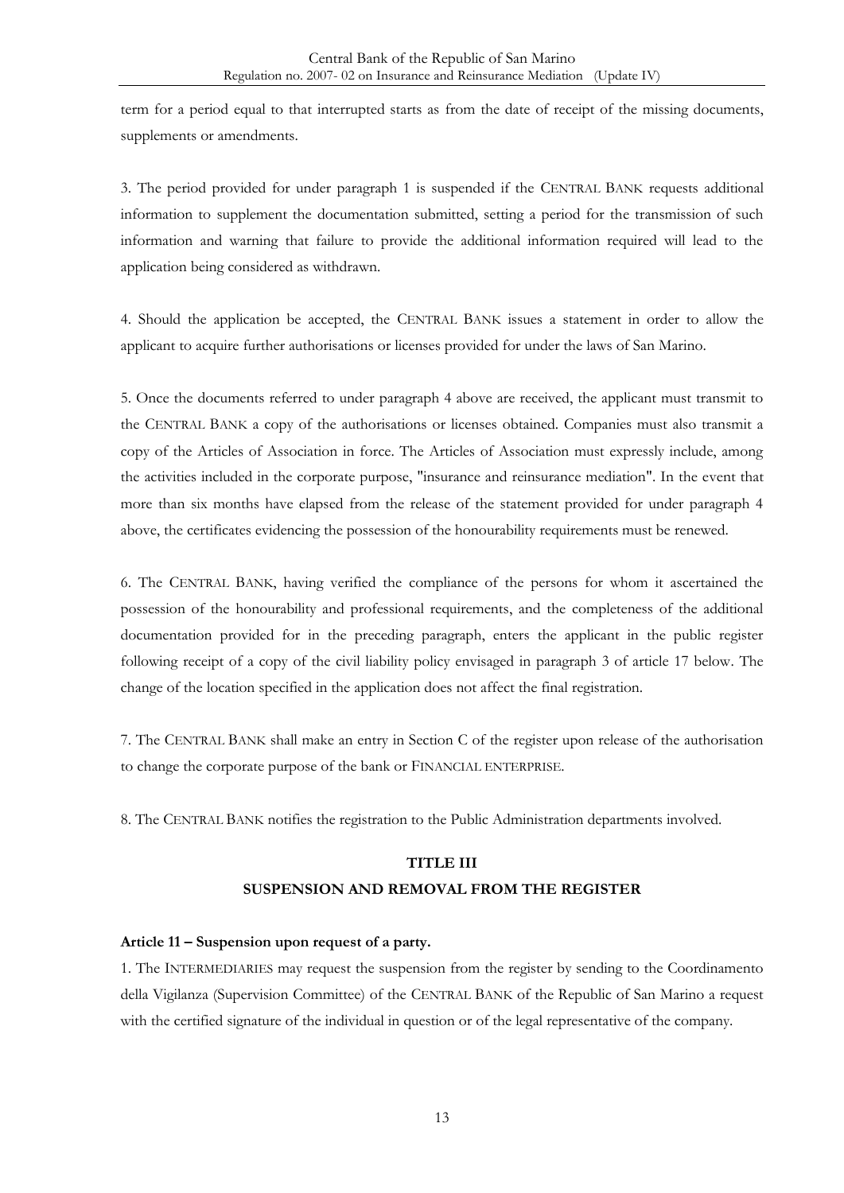term for a period equal to that interrupted starts as from the date of receipt of the missing documents, supplements or amendments.

3. The period provided for under paragraph 1 is suspended if the CENTRAL BANK requests additional information to supplement the documentation submitted, setting a period for the transmission of such information and warning that failure to provide the additional information required will lead to the application being considered as withdrawn.

4. Should the application be accepted, the CENTRAL BANK issues a statement in order to allow the applicant to acquire further authorisations or licenses provided for under the laws of San Marino.

5. Once the documents referred to under paragraph 4 above are received, the applicant must transmit to the CENTRAL BANK a copy of the authorisations or licenses obtained. Companies must also transmit a copy of the Articles of Association in force. The Articles of Association must expressly include, among the activities included in the corporate purpose, "insurance and reinsurance mediation". In the event that more than six months have elapsed from the release of the statement provided for under paragraph 4 above, the certificates evidencing the possession of the honourability requirements must be renewed.

6. The CENTRAL BANK, having verified the compliance of the persons for whom it ascertained the possession of the honourability and professional requirements, and the completeness of the additional documentation provided for in the preceding paragraph, enters the applicant in the public register following receipt of a copy of the civil liability policy envisaged in paragraph 3 of article 17 below. The change of the location specified in the application does not affect the final registration.

7. The CENTRAL BANK shall make an entry in Section C of the register upon release of the authorisation to change the corporate purpose of the bank or FINANCIAL ENTERPRISE.

8. The CENTRAL BANK notifies the registration to the Public Administration departments involved.

## TITLE III
## SUSPENSION AND REMOVAL FROM THE REGISTER

### Article 11 – Suspension upon request of a party.

1. The INTERMEDIARIES may request the suspension from the register by sending to the Coordinamento della Vigilanza (Supervision Committee) of the CENTRAL BANK of the Republic of San Marino a request with the certified signature of the individual in question or of the legal representative of the company.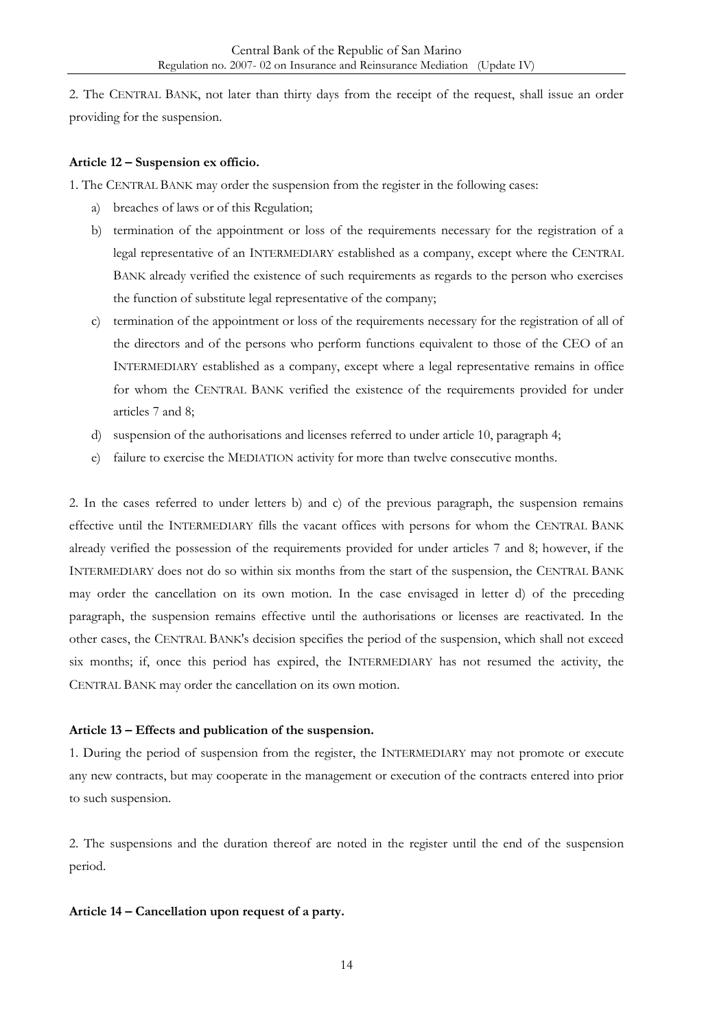2. The CENTRAL BANK, not later than thirty days from the receipt of the request, shall issue an order providing for the suspension.

**Article 12 – Suspension ex officio.**

1. The CENTRAL BANK may order the suspension from the register in the following cases:

a) breaches of laws or of this Regulation;

b) termination of the appointment or loss of the requirements necessary for the registration of a legal representative of an INTERMEDIARY established as a company, except where the CENTRAL BANK already verified the existence of such requirements as regards to the person who exercises the function of substitute legal representative of the company;

c) termination of the appointment or loss of the requirements necessary for the registration of all of the directors and of the persons who perform functions equivalent to those of the CEO of an INTERMEDIARY established as a company, except where a legal representative remains in office for whom the CENTRAL BANK verified the existence of the requirements provided for under articles 7 and 8;

d) suspension of the authorisations and licenses referred to under article 10, paragraph 4;

e) failure to exercise the MEDIATION activity for more than twelve consecutive months.

2. In the cases referred to under letters b) and c) of the previous paragraph, the suspension remains effective until the INTERMEDIARY fills the vacant offices with persons for whom the CENTRAL BANK already verified the possession of the requirements provided for under articles 7 and 8; however, if the INTERMEDIARY does not do so within six months from the start of the suspension, the CENTRAL BANK may order the cancellation on its own motion. In the case envisaged in letter d) of the preceding paragraph, the suspension remains effective until the authorisations or licenses are reactivated. In the other cases, the CENTRAL BANK's decision specifies the period of the suspension, which shall not exceed six months; if, once this period has expired, the INTERMEDIARY has not resumed the activity, the CENTRAL BANK may order the cancellation on its own motion.

**Article 13 – Effects and publication of the suspension.**

1. During the period of suspension from the register, the INTERMEDIARY may not promote or execute any new contracts, but may cooperate in the management or execution of the contracts entered into prior to such suspension.

2. The suspensions and the duration thereof are noted in the register until the end of the suspension period.

**Article 14 – Cancellation upon request of a party.**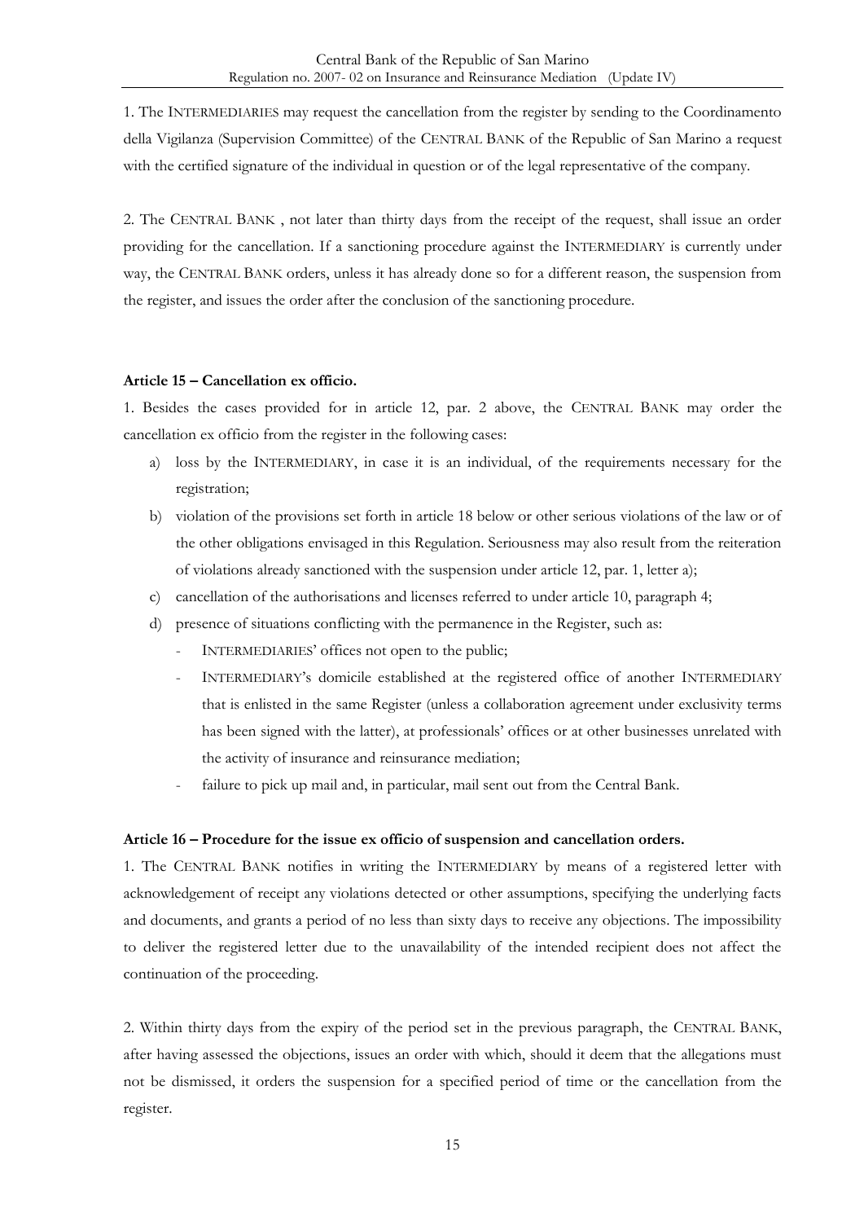1. The INTERMEDIARIES may request the cancellation from the register by sending to the Coordinamento della Vigilanza (Supervision Committee) of the CENTRAL BANK of the Republic of San Marino a request with the certified signature of the individual in question or of the legal representative of the company.

2. The CENTRAL BANK , not later than thirty days from the receipt of the request, shall issue an order providing for the cancellation. If a sanctioning procedure against the INTERMEDIARY is currently under way, the CENTRAL BANK orders, unless it has already done so for a different reason, the suspension from the register, and issues the order after the conclusion of the sanctioning procedure.

**Article 15 – Cancellation ex officio.**

1. Besides the cases provided for in article 12, par. 2 above, the CENTRAL BANK may order the cancellation ex officio from the register in the following cases:

a) loss by the INTERMEDIARY, in case it is an individual, of the requirements necessary for the registration;
b) violation of the provisions set forth in article 18 below or other serious violations of the law or of the other obligations envisaged in this Regulation. Seriousness may also result from the reiteration of violations already sanctioned with the suspension under article 12, par. 1, letter a);
c) cancellation of the authorisations and licenses referred to under article 10, paragraph 4;
d) presence of situations conflicting with the permanence in the Register, such as:
    - INTERMEDIARIES' offices not open to the public;
    - INTERMEDIARY's domicile established at the registered office of another INTERMEDIARY that is enlisted in the same Register (unless a collaboration agreement under exclusivity terms has been signed with the latter), at professionals' offices or at other businesses unrelated with the activity of insurance and reinsurance mediation;
    - failure to pick up mail and, in particular, mail sent out from the Central Bank.

**Article 16 – Procedure for the issue ex officio of suspension and cancellation orders.**

1. The CENTRAL BANK notifies in writing the INTERMEDIARY by means of a registered letter with acknowledgement of receipt any violations detected or other assumptions, specifying the underlying facts and documents, and grants a period of no less than sixty days to receive any objections. The impossibility to deliver the registered letter due to the unavailability of the intended recipient does not affect the continuation of the proceeding.

2. Within thirty days from the expiry of the period set in the previous paragraph, the CENTRAL BANK, after having assessed the objections, issues an order with which, should it deem that the allegations must not be dismissed, it orders the suspension for a specified period of time or the cancellation from the register.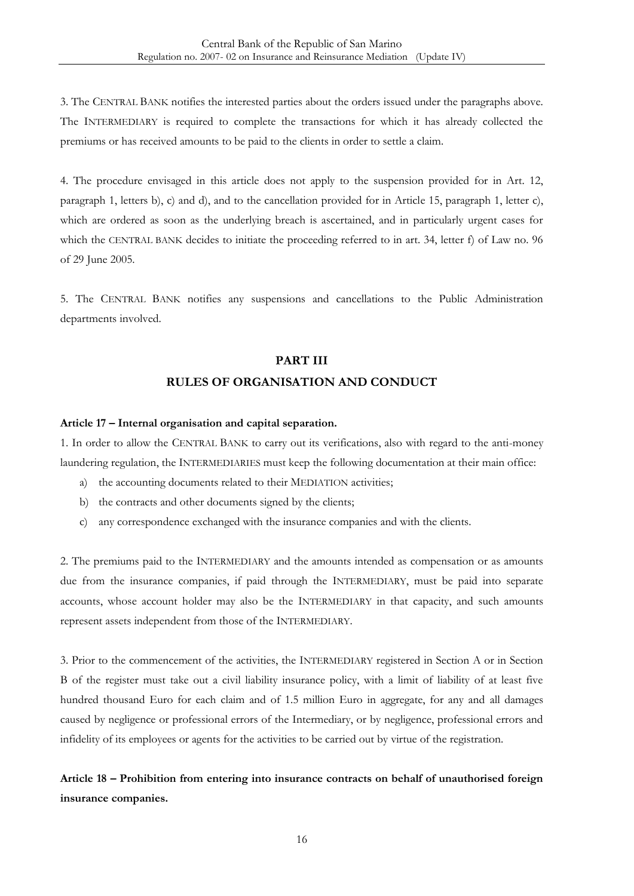3. The CENTRAL BANK notifies the interested parties about the orders issued under the paragraphs above. The INTERMEDIARY is required to complete the transactions for which it has already collected the premiums or has received amounts to be paid to the clients in order to settle a claim.

4. The procedure envisaged in this article does not apply to the suspension provided for in Art. 12, paragraph 1, letters b), c) and d), and to the cancellation provided for in Article 15, paragraph 1, letter c), which are ordered as soon as the underlying breach is ascertained, and in particularly urgent cases for which the CENTRAL BANK decides to initiate the proceeding referred to in art. 34, letter f) of Law no. 96 of 29 June 2005.

5. The CENTRAL BANK notifies any suspensions and cancellations to the Public Administration departments involved.

## PART III

## RULES OF ORGANISATION AND CONDUCT

**Article 17 – Internal organisation and capital separation.**

1. In order to allow the CENTRAL BANK to carry out its verifications, also with regard to the anti-money laundering regulation, the INTERMEDIARIES must keep the following documentation at their main office:

a) the accounting documents related to their MEDIATION activities;
b) the contracts and other documents signed by the clients;
c) any correspondence exchanged with the insurance companies and with the clients.

2. The premiums paid to the INTERMEDIARY and the amounts intended as compensation or as amounts due from the insurance companies, if paid through the INTERMEDIARY, must be paid into separate accounts, whose account holder may also be the INTERMEDIARY in that capacity, and such amounts represent assets independent from those of the INTERMEDIARY.

3. Prior to the commencement of the activities, the INTERMEDIARY registered in Section A or in Section B of the register must take out a civil liability insurance policy, with a limit of liability of at least five hundred thousand Euro for each claim and of 1.5 million Euro in aggregate, for any and all damages caused by negligence or professional errors of the Intermediary, or by negligence, professional errors and infidelity of its employees or agents for the activities to be carried out by virtue of the registration.

**Article 18 – Prohibition from entering into insurance contracts on behalf of unauthorised foreign insurance companies.**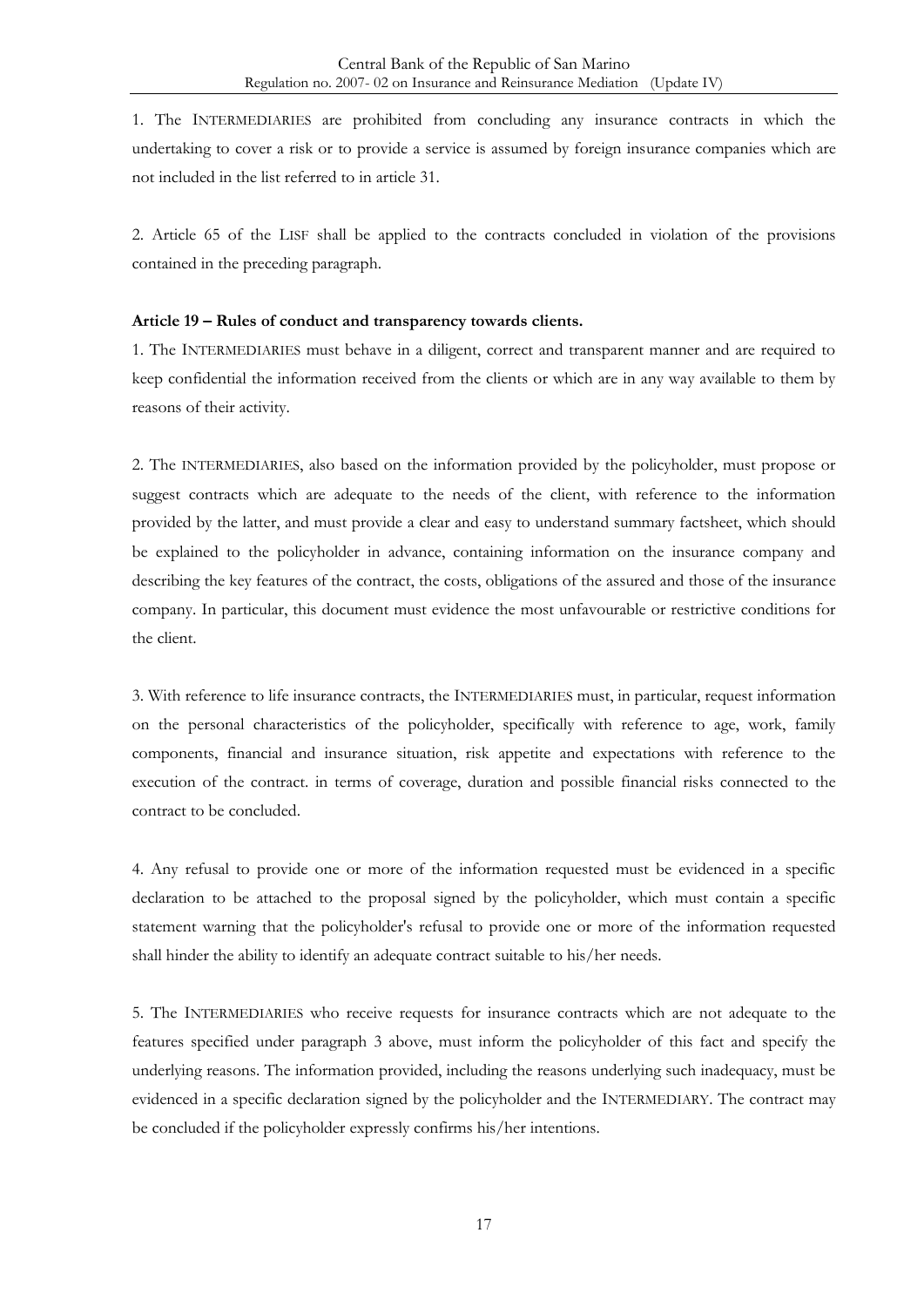1. The INTERMEDIARIES are prohibited from concluding any insurance contracts in which the undertaking to cover a risk or to provide a service is assumed by foreign insurance companies which are not included in the list referred to in article 31.

2. Article 65 of the LISF shall be applied to the contracts concluded in violation of the provisions contained in the preceding paragraph.

**Article 19 – Rules of conduct and transparency towards clients.**

1. The INTERMEDIARIES must behave in a diligent, correct and transparent manner and are required to keep confidential the information received from the clients or which are in any way available to them by reasons of their activity.

2. The INTERMEDIARIES, also based on the information provided by the policyholder, must propose or suggest contracts which are adequate to the needs of the client, with reference to the information provided by the latter, and must provide a clear and easy to understand summary factsheet, which should be explained to the policyholder in advance, containing information on the insurance company and describing the key features of the contract, the costs, obligations of the assured and those of the insurance company. In particular, this document must evidence the most unfavourable or restrictive conditions for the client.

3. With reference to life insurance contracts, the INTERMEDIARIES must, in particular, request information on the personal characteristics of the policyholder, specifically with reference to age, work, family components, financial and insurance situation, risk appetite and expectations with reference to the execution of the contract. in terms of coverage, duration and possible financial risks connected to the contract to be concluded.

4. Any refusal to provide one or more of the information requested must be evidenced in a specific declaration to be attached to the proposal signed by the policyholder, which must contain a specific statement warning that the policyholder's refusal to provide one or more of the information requested shall hinder the ability to identify an adequate contract suitable to his/her needs.

5. The INTERMEDIARIES who receive requests for insurance contracts which are not adequate to the features specified under paragraph 3 above, must inform the policyholder of this fact and specify the underlying reasons. The information provided, including the reasons underlying such inadequacy, must be evidenced in a specific declaration signed by the policyholder and the INTERMEDIARY. The contract may be concluded if the policyholder expressly confirms his/her intentions.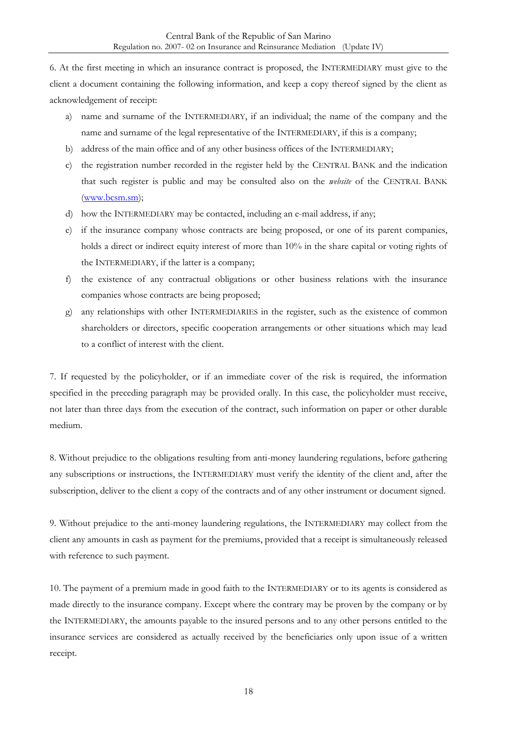6. At the first meeting in which an insurance contract is proposed, the INTERMEDIARY must give to the client a document containing the following information, and keep a copy thereof signed by the client as acknowledgement of receipt:

a) name and surname of the INTERMEDIARY, if an individual; the name of the company and the name and surname of the legal representative of the INTERMEDIARY, if this is a company;
b) address of the main office and of any other business offices of the INTERMEDIARY;
c) the registration number recorded in the register held by the CENTRAL BANK and the indication that such register is public and may be consulted also on the *website* of the CENTRAL BANK (www.bcsm.sm);
d) how the INTERMEDIARY may be contacted, including an e-mail address, if any;
e) if the insurance company whose contracts are being proposed, or one of its parent companies, holds a direct or indirect equity interest of more than 10% in the share capital or voting rights of the INTERMEDIARY, if the latter is a company;
f) the existence of any contractual obligations or other business relations with the insurance companies whose contracts are being proposed;
g) any relationships with other INTERMEDIARIES in the register, such as the existence of common shareholders or directors, specific cooperation arrangements or other situations which may lead to a conflict of interest with the client.

7. If requested by the policyholder, or if an immediate cover of the risk is required, the information specified in the preceding paragraph may be provided orally. In this case, the policyholder must receive, not later than three days from the execution of the contract, such information on paper or other durable medium.

8. Without prejudice to the obligations resulting from anti-money laundering regulations, before gathering any subscriptions or instructions, the INTERMEDIARY must verify the identity of the client and, after the subscription, deliver to the client a copy of the contracts and of any other instrument or document signed.

9. Without prejudice to the anti-money laundering regulations, the INTERMEDIARY may collect from the client any amounts in cash as payment for the premiums, provided that a receipt is simultaneously released with reference to such payment.

10. The payment of a premium made in good faith to the INTERMEDIARY or to its agents is considered as made directly to the insurance company. Except where the contrary may be proven by the company or by the INTERMEDIARY, the amounts payable to the insured persons and to any other persons entitled to the insurance services are considered as actually received by the beneficiaries only upon issue of a written receipt.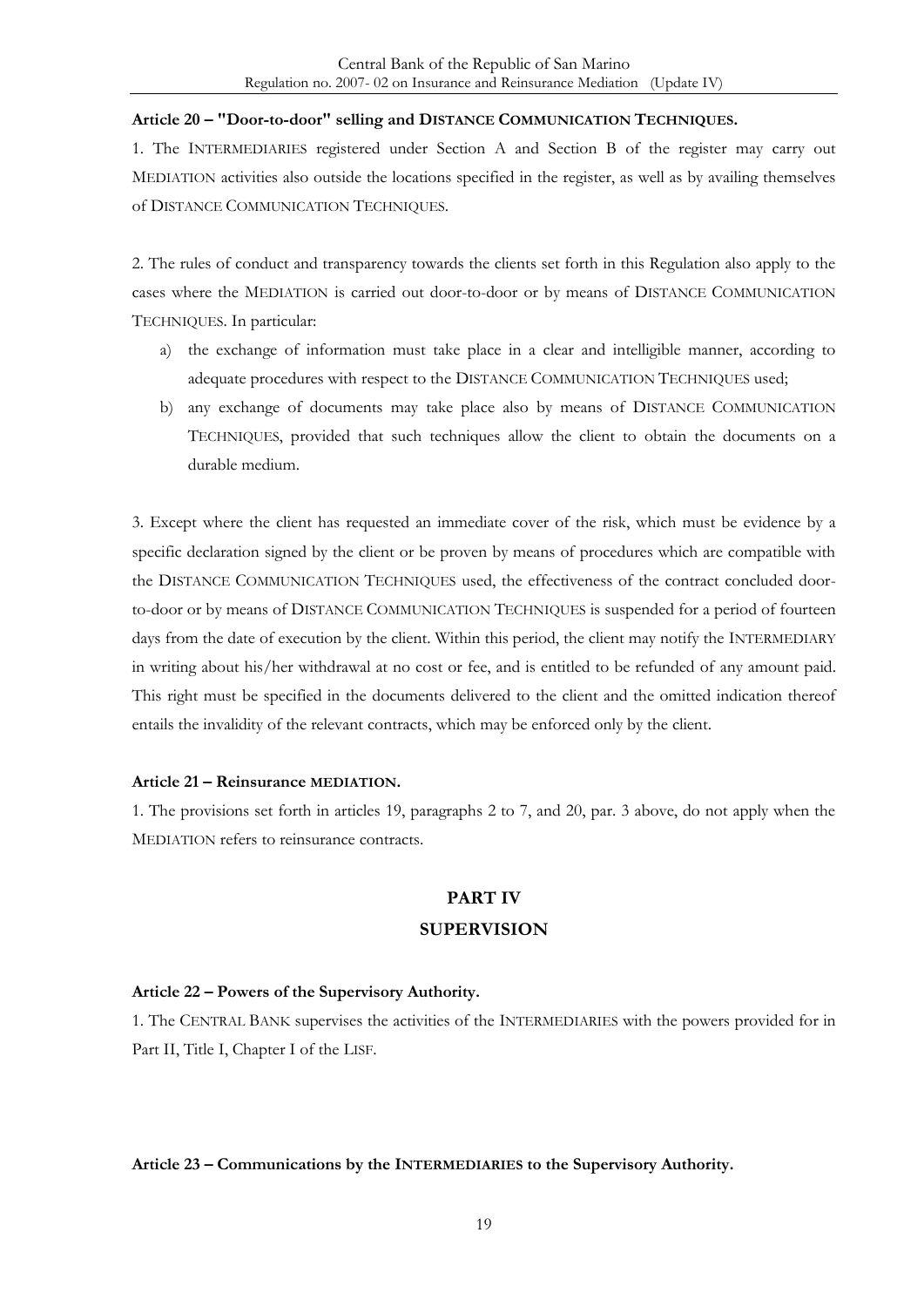**Article 20 – "Door-to-door" selling and DISTANCE COMMUNICATION TECHNIQUES.**

1. The INTERMEDIARIES registered under Section A and Section B of the register may carry out MEDIATION activities also outside the locations specified in the register, as well as by availing themselves of DISTANCE COMMUNICATION TECHNIQUES.

2. The rules of conduct and transparency towards the clients set forth in this Regulation also apply to the cases where the MEDIATION is carried out door-to-door or by means of DISTANCE COMMUNICATION TECHNIQUES. In particular:

a) the exchange of information must take place in a clear and intelligible manner, according to adequate procedures with respect to the DISTANCE COMMUNICATION TECHNIQUES used;

b) any exchange of documents may take place also by means of DISTANCE COMMUNICATION TECHNIQUES, provided that such techniques allow the client to obtain the documents on a durable medium.

3. Except where the client has requested an immediate cover of the risk, which must be evidence by a specific declaration signed by the client or be proven by means of procedures which are compatible with the DISTANCE COMMUNICATION TECHNIQUES used, the effectiveness of the contract concluded door-to-door or by means of DISTANCE COMMUNICATION TECHNIQUES is suspended for a period of fourteen days from the date of execution by the client. Within this period, the client may notify the INTERMEDIARY in writing about his/her withdrawal at no cost or fee, and is entitled to be refunded of any amount paid. This right must be specified in the documents delivered to the client and the omitted indication thereof entails the invalidity of the relevant contracts, which may be enforced only by the client.

**Article 21 – Reinsurance MEDIATION.**

1. The provisions set forth in articles 19, paragraphs 2 to 7, and 20, par. 3 above, do not apply when the MEDIATION refers to reinsurance contracts.

# PART IV

# SUPERVISION

**Article 22 – Powers of the Supervisory Authority.**

1. The CENTRAL BANK supervises the activities of the INTERMEDIARIES with the powers provided for in Part II, Title I, Chapter I of the LISF.

**Article 23 – Communications by the INTERMEDIARIES to the Supervisory Authority.**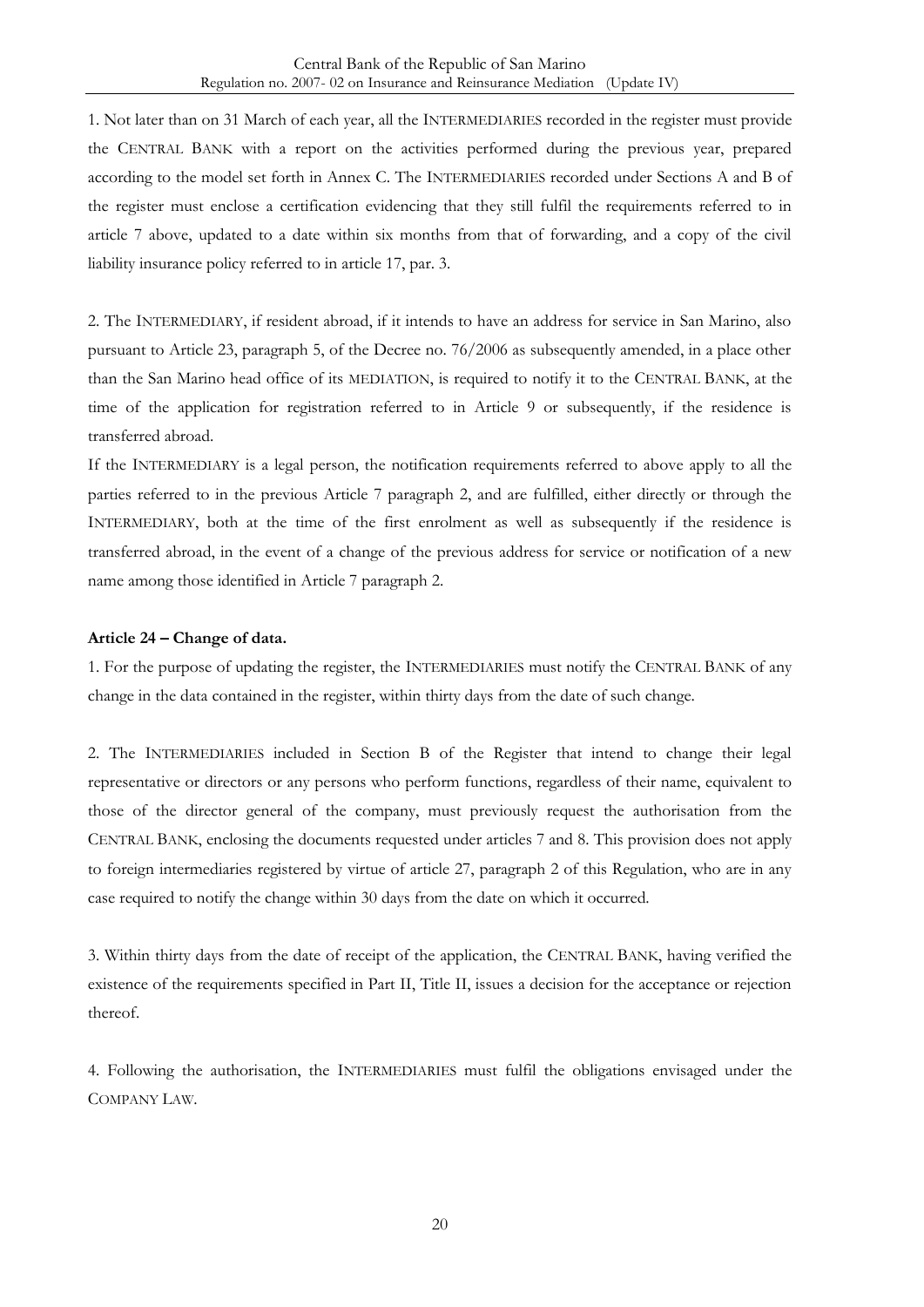1. Not later than on 31 March of each year, all the INTERMEDIARIES recorded in the register must provide the CENTRAL BANK with a report on the activities performed during the previous year, prepared according to the model set forth in Annex C. The INTERMEDIARIES recorded under Sections A and B of the register must enclose a certification evidencing that they still fulfil the requirements referred to in article 7 above, updated to a date within six months from that of forwarding, and a copy of the civil liability insurance policy referred to in article 17, par. 3.

2. The INTERMEDIARY, if resident abroad, if it intends to have an address for service in San Marino, also pursuant to Article 23, paragraph 5, of the Decree no. 76/2006 as subsequently amended, in a place other than the San Marino head office of its MEDIATION, is required to notify it to the CENTRAL BANK, at the time of the application for registration referred to in Article 9 or subsequently, if the residence is transferred abroad.

If the INTERMEDIARY is a legal person, the notification requirements referred to above apply to all the parties referred to in the previous Article 7 paragraph 2, and are fulfilled, either directly or through the INTERMEDIARY, both at the time of the first enrolment as well as subsequently if the residence is transferred abroad, in the event of a change of the previous address for service or notification of a new name among those identified in Article 7 paragraph 2.

**Article 24 – Change of data.**

1. For the purpose of updating the register, the INTERMEDIARIES must notify the CENTRAL BANK of any change in the data contained in the register, within thirty days from the date of such change.

2. The INTERMEDIARIES included in Section B of the Register that intend to change their legal representative or directors or any persons who perform functions, regardless of their name, equivalent to those of the director general of the company, must previously request the authorisation from the CENTRAL BANK, enclosing the documents requested under articles 7 and 8. This provision does not apply to foreign intermediaries registered by virtue of article 27, paragraph 2 of this Regulation, who are in any case required to notify the change within 30 days from the date on which it occurred.

3. Within thirty days from the date of receipt of the application, the CENTRAL BANK, having verified the existence of the requirements specified in Part II, Title II, issues a decision for the acceptance or rejection thereof.

4. Following the authorisation, the INTERMEDIARIES must fulfil the obligations envisaged under the COMPANY LAW.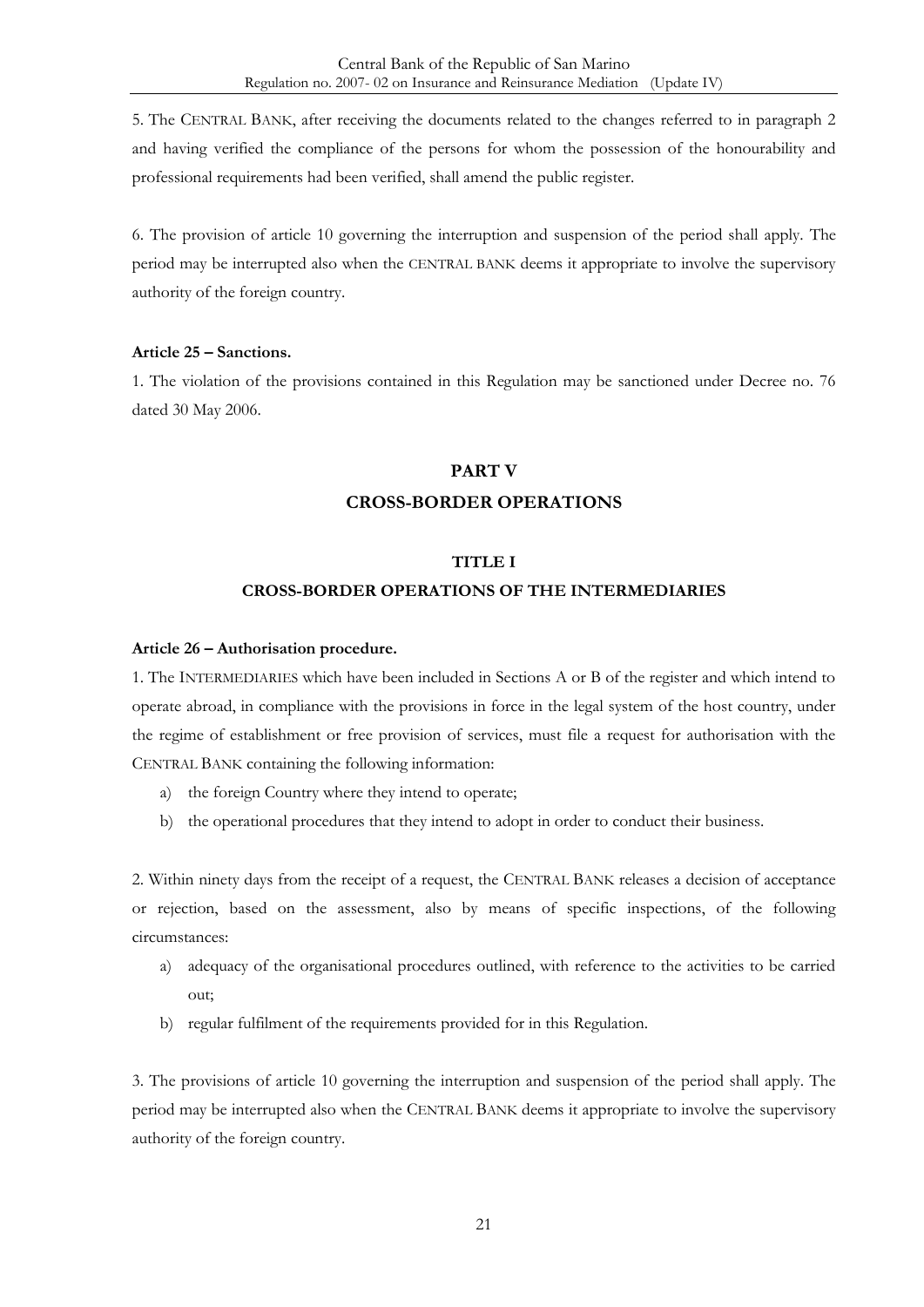5. The CENTRAL BANK, after receiving the documents related to the changes referred to in paragraph 2 and having verified the compliance of the persons for whom the possession of the honourability and professional requirements had been verified, shall amend the public register.

6. The provision of article 10 governing the interruption and suspension of the period shall apply. The period may be interrupted also when the CENTRAL BANK deems it appropriate to involve the supervisory authority of the foreign country.

**Article 25 – Sanctions.**

1. The violation of the provisions contained in this Regulation may be sanctioned under Decree no. 76 dated 30 May 2006.

# PART V

# CROSS-BORDER OPERATIONS

## TITLE I

## CROSS-BORDER OPERATIONS OF THE INTERMEDIARIES

**Article 26 – Authorisation procedure.**

1. The INTERMEDIARIES which have been included in Sections A or B of the register and which intend to operate abroad, in compliance with the provisions in force in the legal system of the host country, under the regime of establishment or free provision of services, must file a request for authorisation with the CENTRAL BANK containing the following information:

a) the foreign Country where they intend to operate;
b) the operational procedures that they intend to adopt in order to conduct their business.

2. Within ninety days from the receipt of a request, the CENTRAL BANK releases a decision of acceptance or rejection, based on the assessment, also by means of specific inspections, of the following circumstances:

a) adequacy of the organisational procedures outlined, with reference to the activities to be carried out;
b) regular fulfilment of the requirements provided for in this Regulation.

3. The provisions of article 10 governing the interruption and suspension of the period shall apply. The period may be interrupted also when the CENTRAL BANK deems it appropriate to involve the supervisory authority of the foreign country.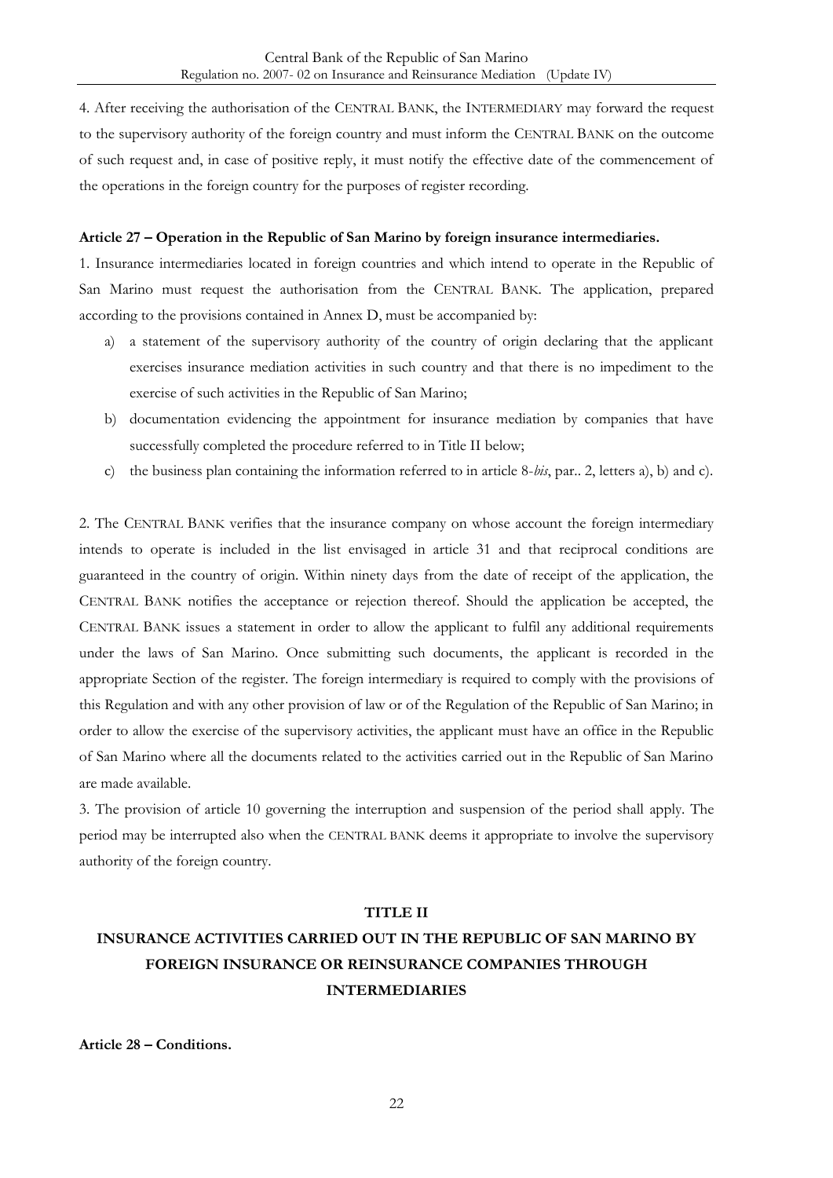4. After receiving the authorisation of the CENTRAL BANK, the INTERMEDIARY may forward the request to the supervisory authority of the foreign country and must inform the CENTRAL BANK on the outcome of such request and, in case of positive reply, it must notify the effective date of the commencement of the operations in the foreign country for the purposes of register recording.

**Article 27 – Operation in the Republic of San Marino by foreign insurance intermediaries.**

1. Insurance intermediaries located in foreign countries and which intend to operate in the Republic of San Marino must request the authorisation from the CENTRAL BANK. The application, prepared according to the provisions contained in Annex D, must be accompanied by:

a) a statement of the supervisory authority of the country of origin declaring that the applicant exercises insurance mediation activities in such country and that there is no impediment to the exercise of such activities in the Republic of San Marino;
b) documentation evidencing the appointment for insurance mediation by companies that have successfully completed the procedure referred to in Title II below;
c) the business plan containing the information referred to in article 8-*bis*, par.. 2, letters a), b) and c).

2. The CENTRAL BANK verifies that the insurance company on whose account the foreign intermediary intends to operate is included in the list envisaged in article 31 and that reciprocal conditions are guaranteed in the country of origin. Within ninety days from the date of receipt of the application, the CENTRAL BANK notifies the acceptance or rejection thereof. Should the application be accepted, the CENTRAL BANK issues a statement in order to allow the applicant to fulfil any additional requirements under the laws of San Marino. Once submitting such documents, the applicant is recorded in the appropriate Section of the register. The foreign intermediary is required to comply with the provisions of this Regulation and with any other provision of law or of the Regulation of the Republic of San Marino; in order to allow the exercise of the supervisory activities, the applicant must have an office in the Republic of San Marino where all the documents related to the activities carried out in the Republic of San Marino are made available.

3. The provision of article 10 governing the interruption and suspension of the period shall apply. The period may be interrupted also when the CENTRAL BANK deems it appropriate to involve the supervisory authority of the foreign country.

## TITLE II

## INSURANCE ACTIVITIES CARRIED OUT IN THE REPUBLIC OF SAN MARINO BY FOREIGN INSURANCE OR REINSURANCE COMPANIES THROUGH INTERMEDIARIES

**Article 28 – Conditions.**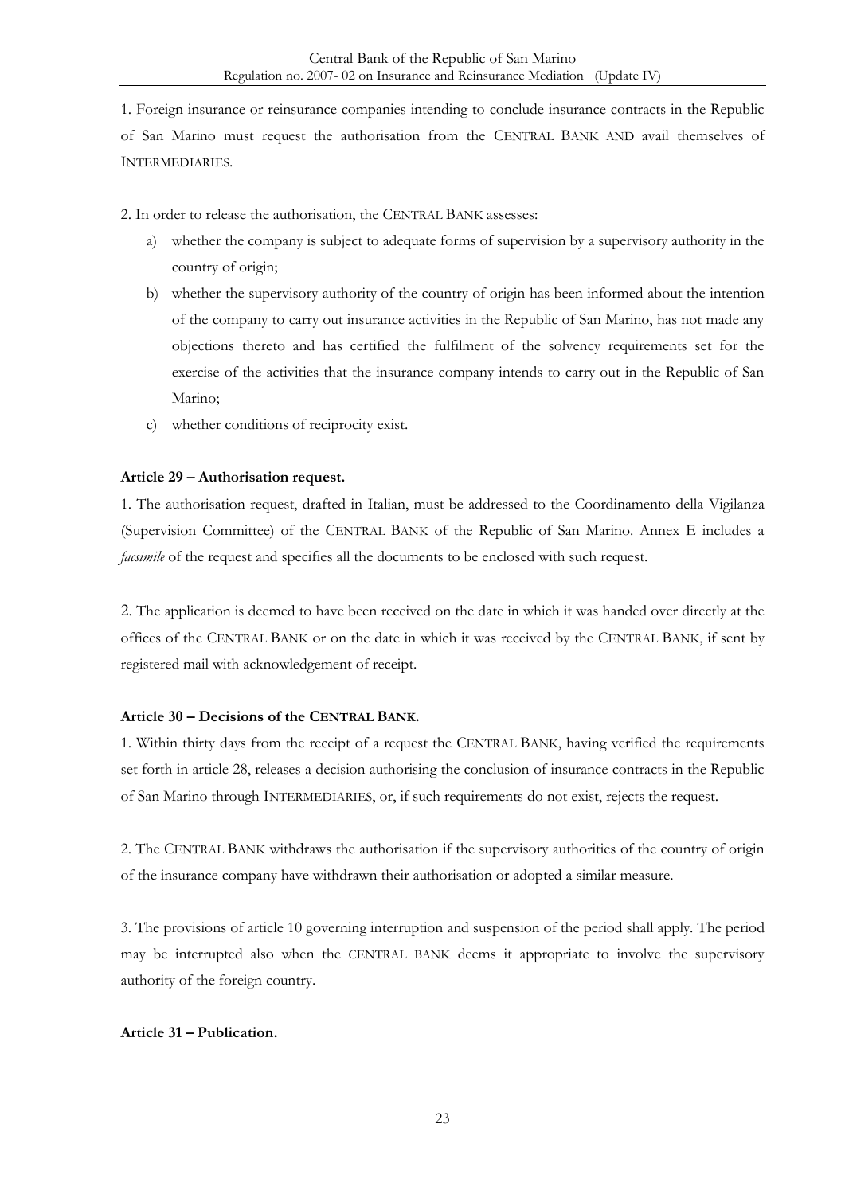1. Foreign insurance or reinsurance companies intending to conclude insurance contracts in the Republic of San Marino must request the authorisation from the CENTRAL BANK AND avail themselves of INTERMEDIARIES.

2. In order to release the authorisation, the CENTRAL BANK assesses:

a) whether the company is subject to adequate forms of supervision by a supervisory authority in the country of origin;

b) whether the supervisory authority of the country of origin has been informed about the intention of the company to carry out insurance activities in the Republic of San Marino, has not made any objections thereto and has certified the fulfilment of the solvency requirements set for the exercise of the activities that the insurance company intends to carry out in the Republic of San Marino;

c) whether conditions of reciprocity exist.

**Article 29 – Authorisation request.**

1. The authorisation request, drafted in Italian, must be addressed to the Coordinamento della Vigilanza (Supervision Committee) of the CENTRAL BANK of the Republic of San Marino. Annex E includes a *facsimile* of the request and specifies all the documents to be enclosed with such request.

2. The application is deemed to have been received on the date in which it was handed over directly at the offices of the CENTRAL BANK or on the date in which it was received by the CENTRAL BANK, if sent by registered mail with acknowledgement of receipt.

**Article 30 – Decisions of the CENTRAL BANK.**

1. Within thirty days from the receipt of a request the CENTRAL BANK, having verified the requirements set forth in article 28, releases a decision authorising the conclusion of insurance contracts in the Republic of San Marino through INTERMEDIARIES, or, if such requirements do not exist, rejects the request.

2. The CENTRAL BANK withdraws the authorisation if the supervisory authorities of the country of origin of the insurance company have withdrawn their authorisation or adopted a similar measure.

3. The provisions of article 10 governing interruption and suspension of the period shall apply. The period may be interrupted also when the CENTRAL BANK deems it appropriate to involve the supervisory authority of the foreign country.

**Article 31 – Publication.**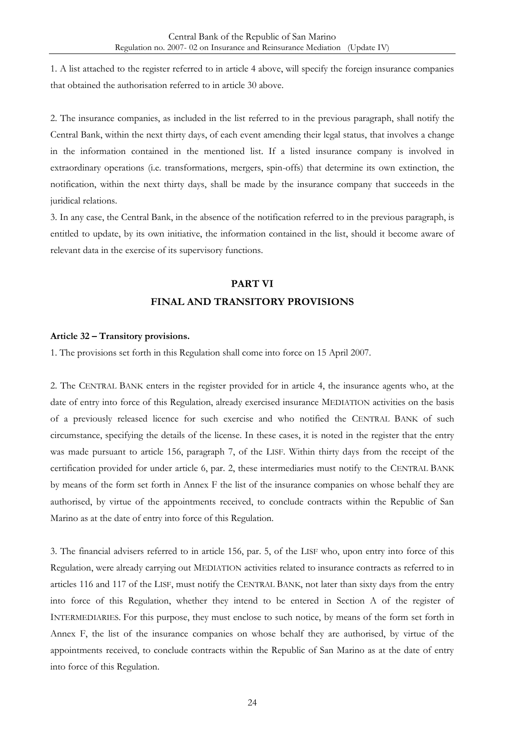1. A list attached to the register referred to in article 4 above, will specify the foreign insurance companies that obtained the authorisation referred to in article 30 above.

2. The insurance companies, as included in the list referred to in the previous paragraph, shall notify the Central Bank, within the next thirty days, of each event amending their legal status, that involves a change in the information contained in the mentioned list. If a listed insurance company is involved in extraordinary operations (i.e. transformations, mergers, spin-offs) that determine its own extinction, the notification, within the next thirty days, shall be made by the insurance company that succeeds in the juridical relations.

3. In any case, the Central Bank, in the absence of the notification referred to in the previous paragraph, is entitled to update, by its own initiative, the information contained in the list, should it become aware of relevant data in the exercise of its supervisory functions.

## PART VI
## FINAL AND TRANSITORY PROVISIONS

**Article 32 – Transitory provisions.**

1. The provisions set forth in this Regulation shall come into force on 15 April 2007.

2. The CENTRAL BANK enters in the register provided for in article 4, the insurance agents who, at the date of entry into force of this Regulation, already exercised insurance MEDIATION activities on the basis of a previously released licence for such exercise and who notified the CENTRAL BANK of such circumstance, specifying the details of the license. In these cases, it is noted in the register that the entry was made pursuant to article 156, paragraph 7, of the LISF. Within thirty days from the receipt of the certification provided for under article 6, par. 2, these intermediaries must notify to the CENTRAL BANK by means of the form set forth in Annex F the list of the insurance companies on whose behalf they are authorised, by virtue of the appointments received, to conclude contracts within the Republic of San Marino as at the date of entry into force of this Regulation.

3. The financial advisers referred to in article 156, par. 5, of the LISF who, upon entry into force of this Regulation, were already carrying out MEDIATION activities related to insurance contracts as referred to in articles 116 and 117 of the LISF, must notify the CENTRAL BANK, not later than sixty days from the entry into force of this Regulation, whether they intend to be entered in Section A of the register of INTERMEDIARIES. For this purpose, they must enclose to such notice, by means of the form set forth in Annex F, the list of the insurance companies on whose behalf they are authorised, by virtue of the appointments received, to conclude contracts within the Republic of San Marino as at the date of entry into force of this Regulation.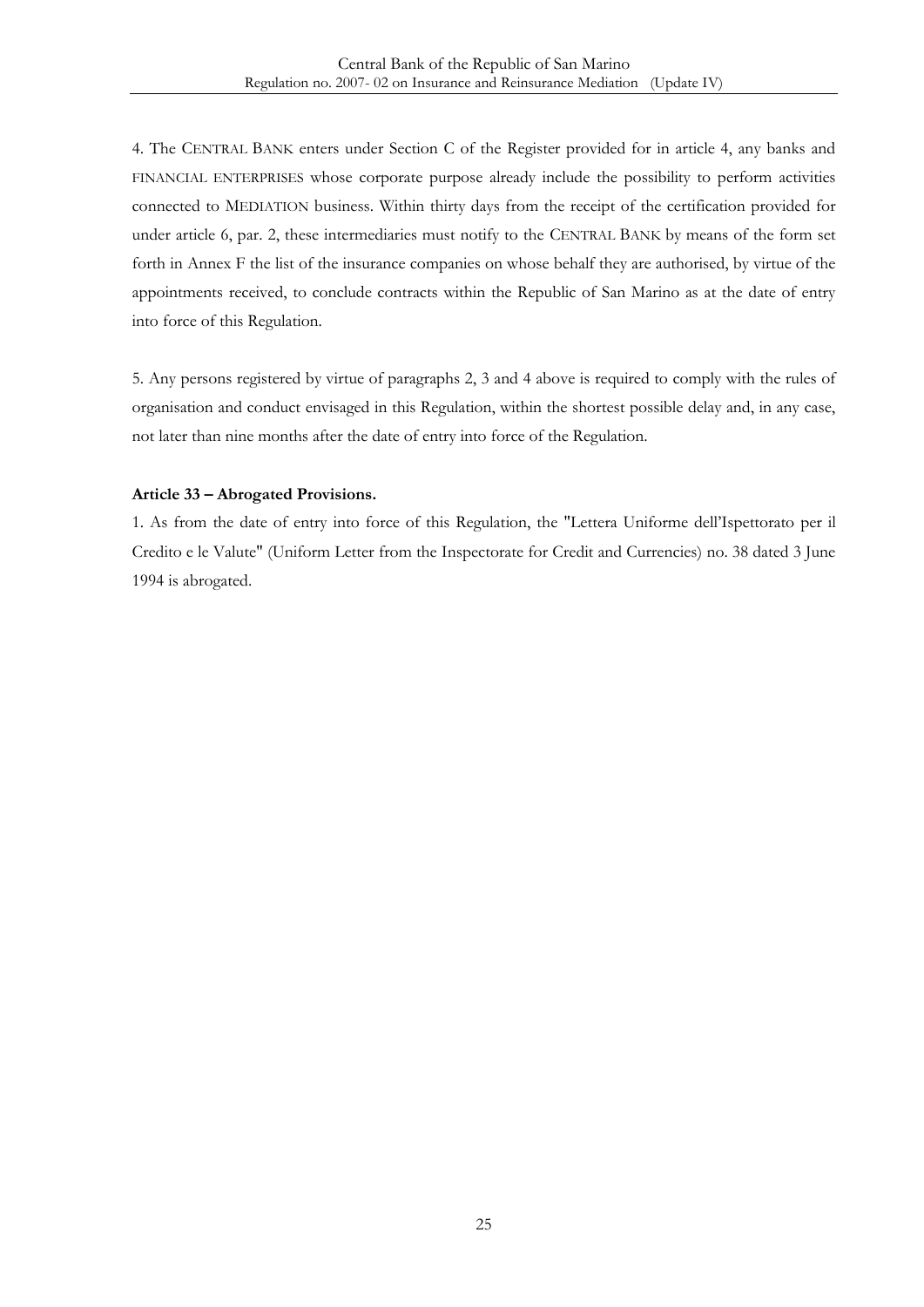4. The CENTRAL BANK enters under Section C of the Register provided for in article 4, any banks and FINANCIAL ENTERPRISES whose corporate purpose already include the possibility to perform activities connected to MEDIATION business. Within thirty days from the receipt of the certification provided for under article 6, par. 2, these intermediaries must notify to the CENTRAL BANK by means of the form set forth in Annex F the list of the insurance companies on whose behalf they are authorised, by virtue of the appointments received, to conclude contracts within the Republic of San Marino as at the date of entry into force of this Regulation.

5. Any persons registered by virtue of paragraphs 2, 3 and 4 above is required to comply with the rules of organisation and conduct envisaged in this Regulation, within the shortest possible delay and, in any case, not later than nine months after the date of entry into force of the Regulation.

**Article 33 – Abrogated Provisions.**

1. As from the date of entry into force of this Regulation, the "Lettera Uniforme dell'Ispettorato per il Credito e le Valute" (Uniform Letter from the Inspectorate for Credit and Currencies) no. 38 dated 3 June 1994 is abrogated.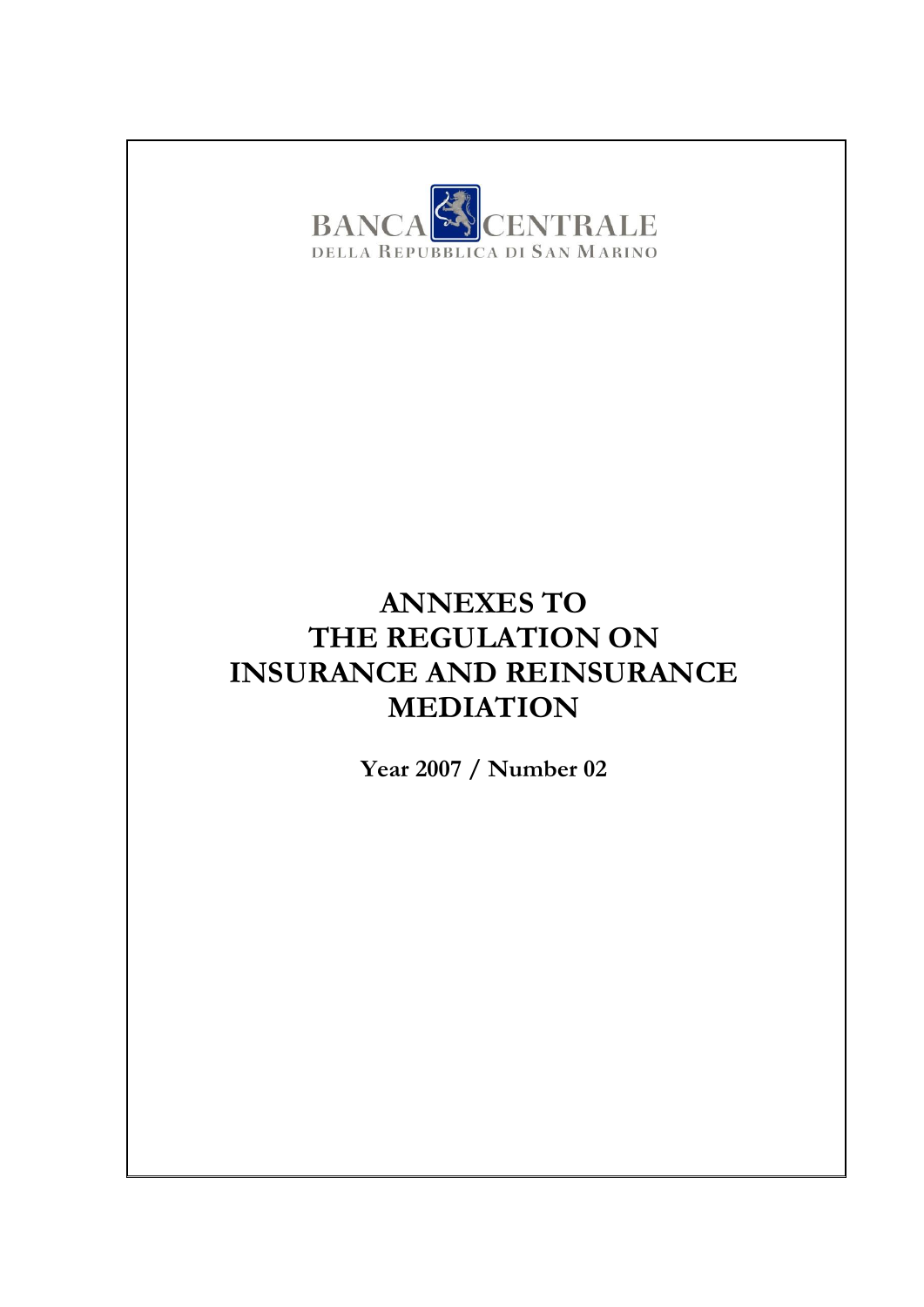BANCA CENTRALE
DELLA REPUBBLICA DI SAN MARINO

# ANNEXES TO THE REGULATION ON INSURANCE AND REINSURANCE MEDIATION

**Year 2007 / Number 02**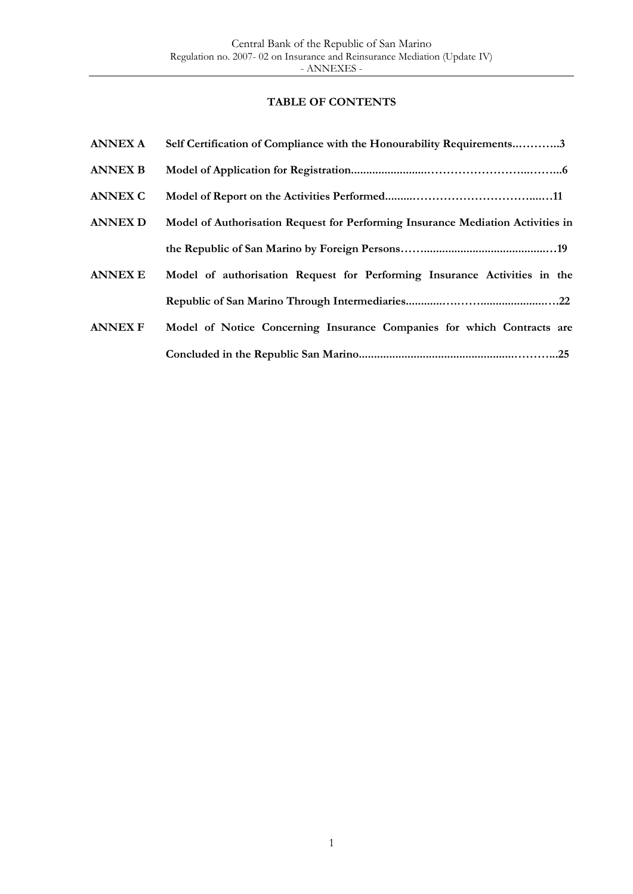**TABLE OF CONTENTS**

| | | |
|---|---|---|
| **ANNEX A** | **Self Certification of Compliance with the Honourability Requirements** | **3** |
| **ANNEX B** | **Model of Application for Registration** | **6** |
| **ANNEX C** | **Model of Report on the Activities Performed** | **11** |
| **ANNEX D** | **Model of Authorisation Request for Performing Insurance Mediation Activities in the Republic of San Marino by Foreign Persons** | **19** |
| **ANNEX E** | **Model of authorisation Request for Performing Insurance Activities in the Republic of San Marino Through Intermediaries** | **22** |
| **ANNEX F** | **Model of Notice Concerning Insurance Companies for which Contracts are Concluded in the Republic San Marino** | **25** |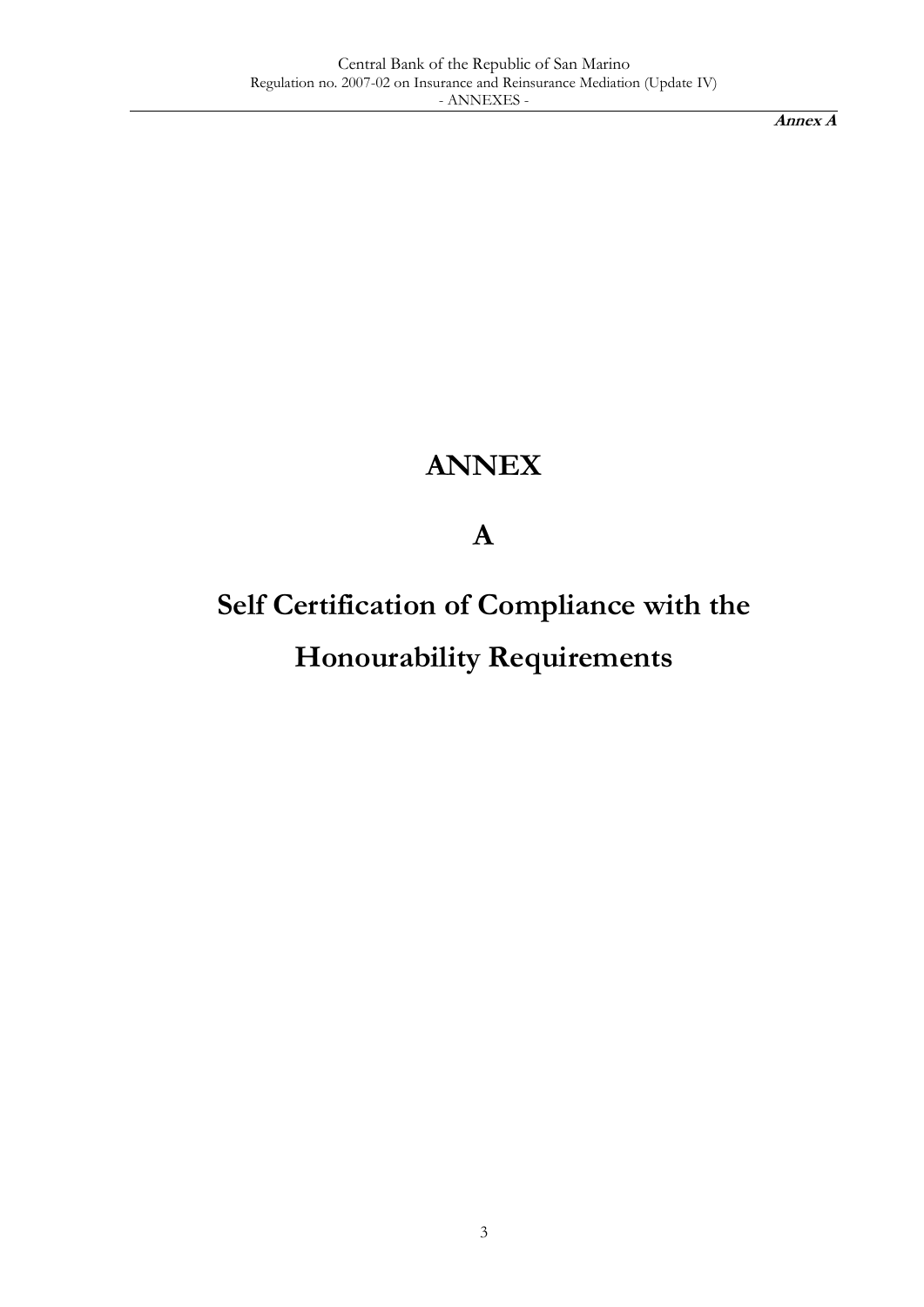# ANNEX

# A

# Self Certification of Compliance with the Honourability Requirements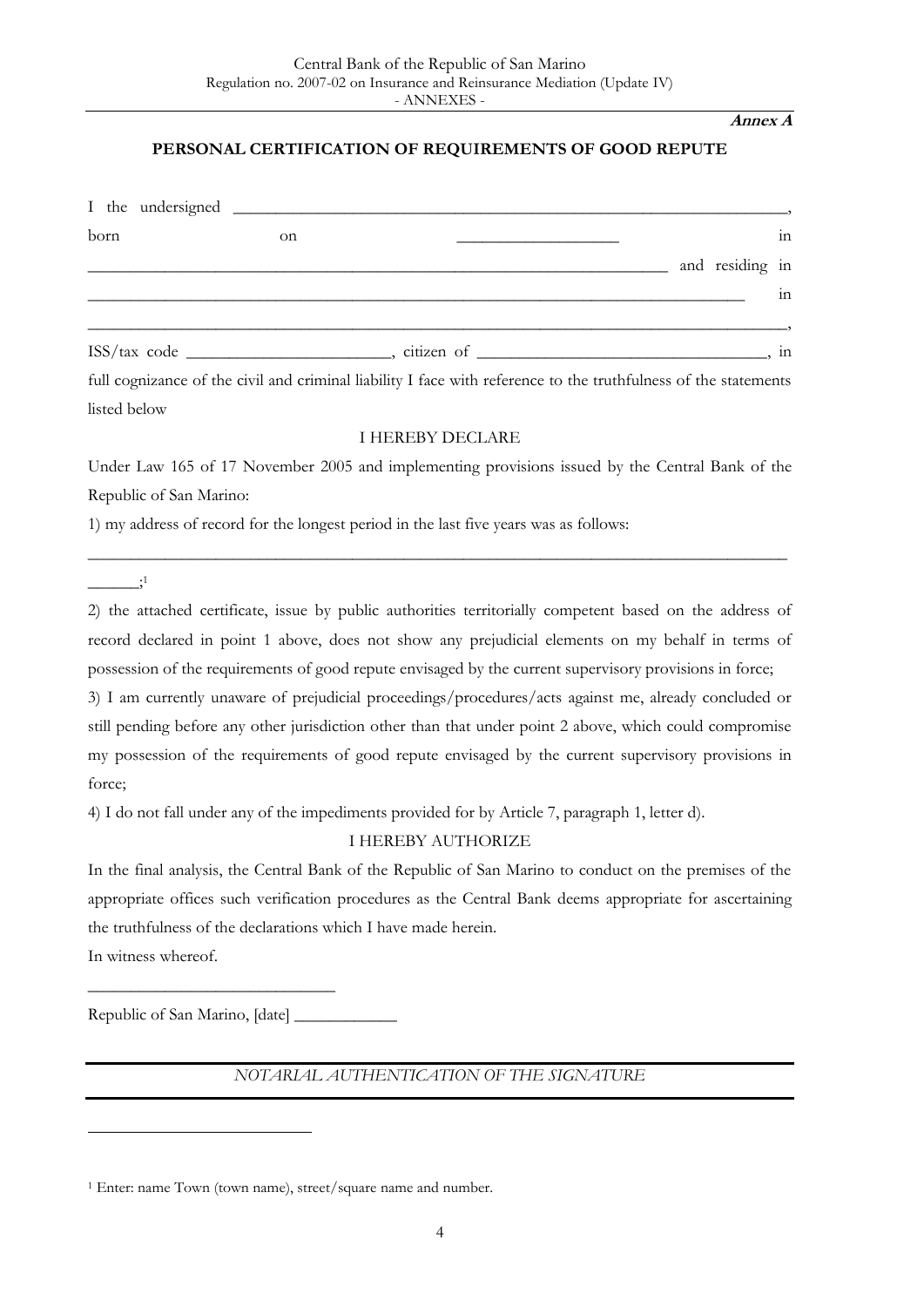**Annex A**

## PERSONAL CERTIFICATION OF REQUIREMENTS OF GOOD REPUTE

I the undersigned ___________________________________________________________________,
born on ___________________ in
_____________________________________________________________________ and residing in
_____________________________________________________________________________ in
_______________________________________________________________________________,
ISS/tax code ________________________, citizen of __________________________________, in
full cognizance of the civil and criminal liability I face with reference to the truthfulness of the statements listed below

I HEREBY DECLARE

Under Law 165 of 17 November 2005 and implementing provisions issued by the Central Bank of the Republic of San Marino:

1) my address of record for the longest period in the last five years was as follows:
_______________________________________________________________________________
______;[1]

2) the attached certificate, issue by public authorities territorially competent based on the address of record declared in point 1 above, does not show any prejudicial elements on my behalf in terms of possession of the requirements of good repute envisaged by the current supervisory provisions in force;

3) I am currently unaware of prejudicial proceedings/procedures/acts against me, already concluded or still pending before any other jurisdiction other than that under point 2 above, which could compromise my possession of the requirements of good repute envisaged by the current supervisory provisions in force;

4) I do not fall under any of the impediments provided for by Article 7, paragraph 1, letter d).

I HEREBY AUTHORIZE

In the final analysis, the Central Bank of the Republic of San Marino to conduct on the premises of the appropriate offices such verification procedures as the Central Bank deems appropriate for ascertaining the truthfulness of the declarations which I have made herein.

In witness whereof.

____________________________

Republic of San Marino, [date] ____________

*NOTARIAL AUTHENTICATION OF THE SIGNATURE*

---

[1] Enter: name Town (town name), street/square name and number.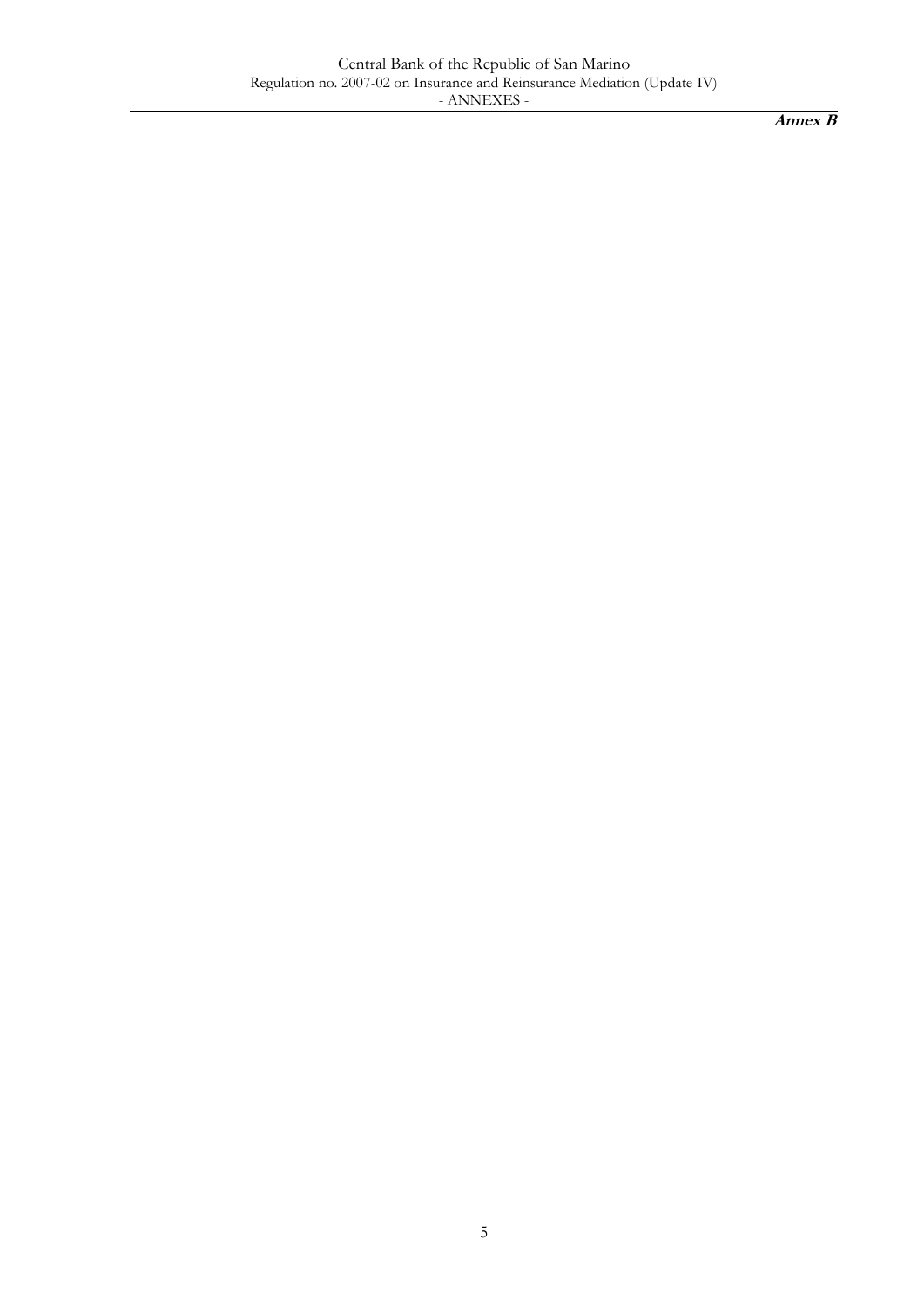**Annex B**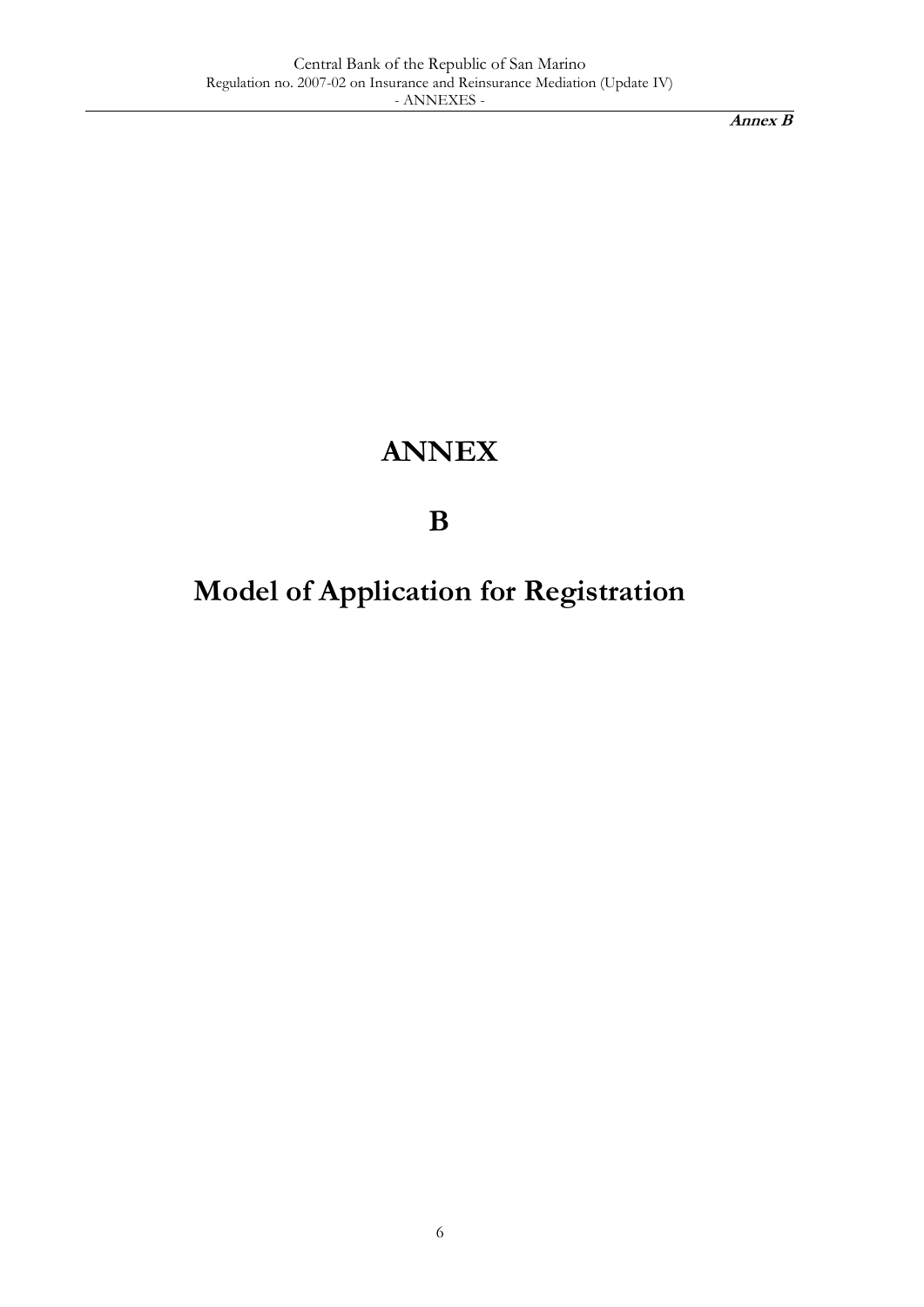# ANNEX

# B

# Model of Application for Registration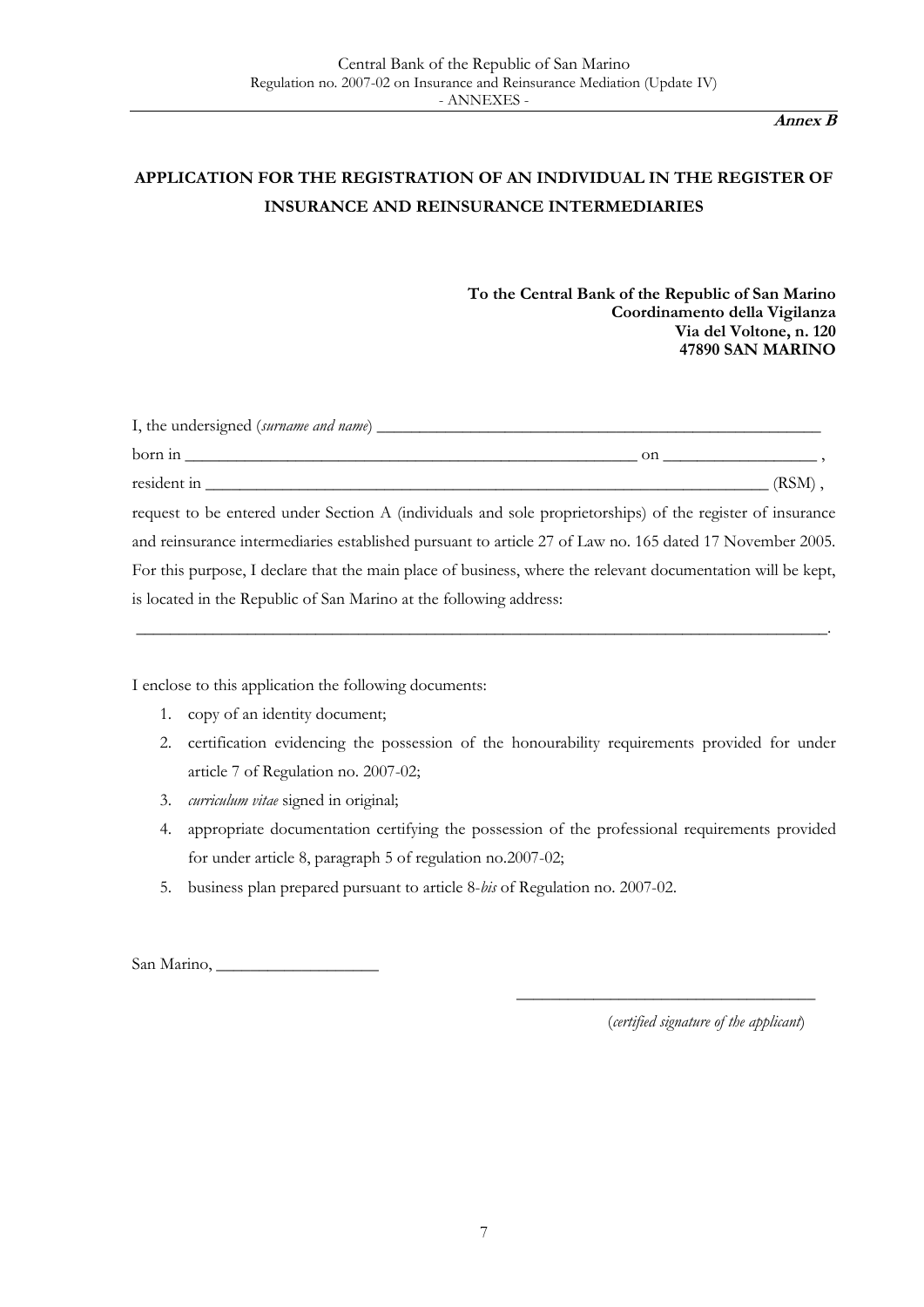**Annex B**

## APPLICATION FOR THE REGISTRATION OF AN INDIVIDUAL IN THE REGISTER OF INSURANCE AND REINSURANCE INTERMEDIARIES

**To the Central Bank of the Republic of San Marino**
**Coordinamento della Vigilanza**
**Via del Voltone, n. 120**
**47890 SAN MARINO**

I, the undersigned (*surname and name*) ______________________________________________________

born in ______________________________________________________ on __________________ ,

resident in ________________________________________________________________ (RSM) ,

request to be entered under Section A (individuals and sole proprietorships) of the register of insurance and reinsurance intermediaries established pursuant to article 27 of Law no. 165 dated 17 November 2005. For this purpose, I declare that the main place of business, where the relevant documentation will be kept, is located in the Republic of San Marino at the following address:

_____________________________________________________________________________________.

I enclose to this application the following documents:

1. copy of an identity document;
2. certification evidencing the possession of the honourability requirements provided for under article 7 of Regulation no. 2007-02;
3. *curriculum vitae* signed in original;
4. appropriate documentation certifying the possession of the professional requirements provided for under article 8, paragraph 5 of regulation no.2007-02;
5. business plan prepared pursuant to article 8-*bis* of Regulation no. 2007-02.

San Marino, ___________________

___________________________________
(*certified signature of the applicant*)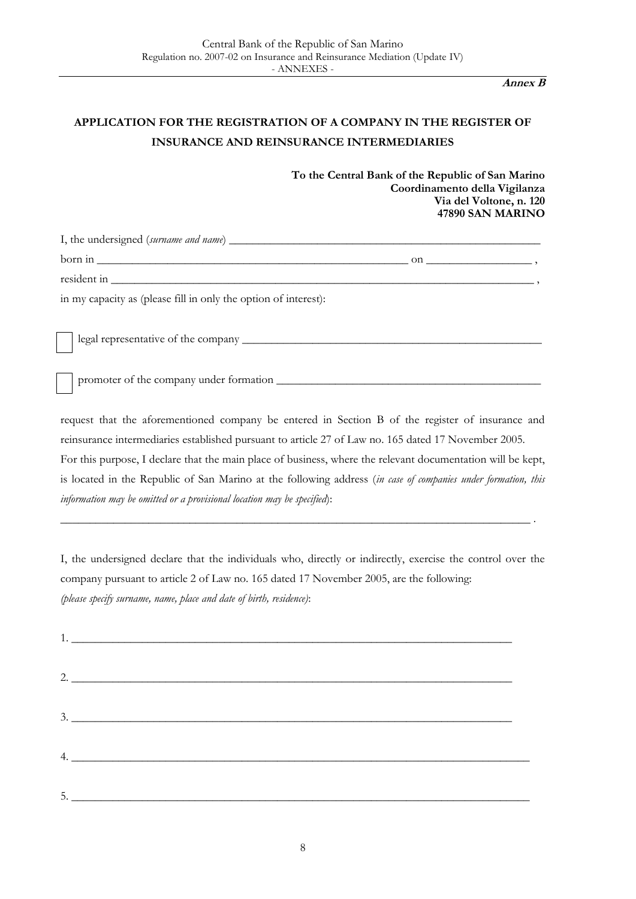**Annex B**

## APPLICATION FOR THE REGISTRATION OF A COMPANY IN THE REGISTER OF INSURANCE AND REINSURANCE INTERMEDIARIES

**To the Central Bank of the Republic of San Marino**
**Coordinamento della Vigilanza**
**Via del Voltone, n. 120**
**47890 SAN MARINO**

I, the undersigned (*surname and name*) ______________________________________________

born in ______________________________________________ on _______________ ,

resident in ______________________________________________________________ ,

in my capacity as (please fill in only the option of interest):

☐ legal representative of the company ____________________________________________

☐ promoter of the company under formation _______________________________________

request that the aforementioned company be entered in Section B of the register of insurance and reinsurance intermediaries established pursuant to article 27 of Law no. 165 dated 17 November 2005.
For this purpose, I declare that the main place of business, where the relevant documentation will be kept, is located in the Republic of San Marino at the following address (*in case of companies under formation, this information may be omitted or a provisional location may be specified*):

______________________________________________________________________ .

I, the undersigned declare that the individuals who, directly or indirectly, exercise the control over the company pursuant to article 2 of Law no. 165 dated 17 November 2005, are the following:
*(please specify surname, name, place and date of birth, residence)*:

1. ______________________________________________________________________

2. ______________________________________________________________________

3. ______________________________________________________________________

4. ______________________________________________________________________

5. ______________________________________________________________________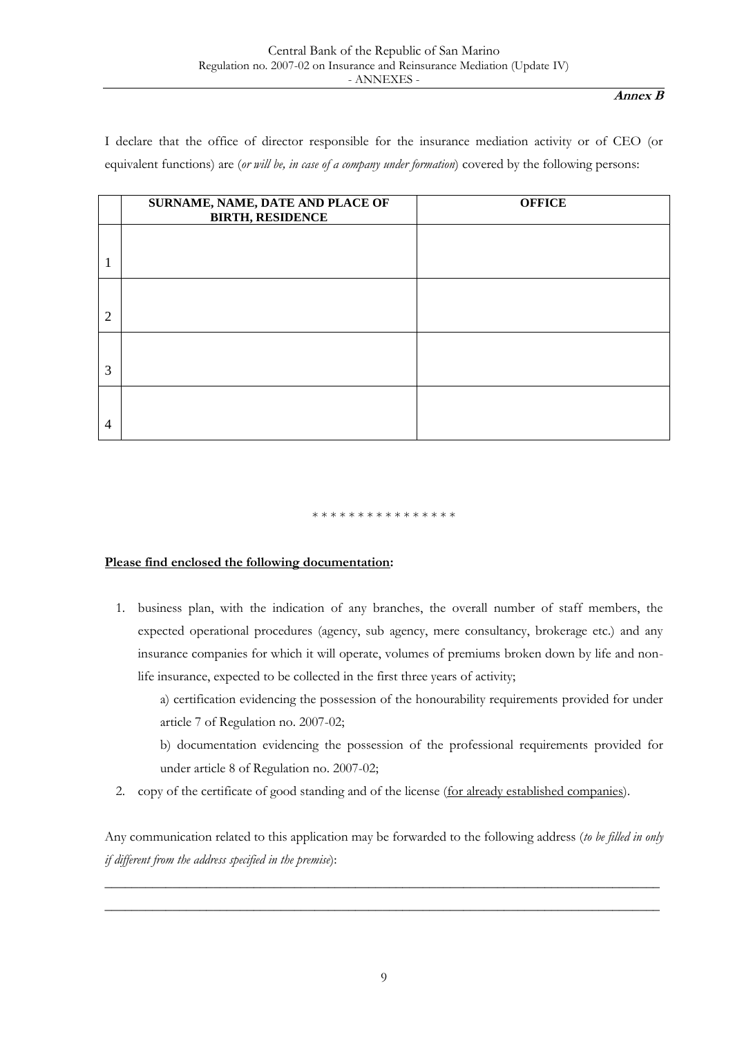**Annex B**

I declare that the office of director responsible for the insurance mediation activity or of CEO (or equivalent functions) are (*or will be, in case of a company under formation*) covered by the following persons:

| | SURNAME, NAME, DATE AND PLACE OF BIRTH, RESIDENCE | OFFICE |
|---|---|---|
| 1 | | |
| 2 | | |
| 3 | | |
| 4 | | |

\* \* \* \* \* \* \* \* \* \* \* \* \* \* \* \*

**Please find enclosed the following documentation:**

1. business plan, with the indication of any branches, the overall number of staff members, the expected operational procedures (agency, sub agency, mere consultancy, brokerage etc.) and any insurance companies for which it will operate, volumes of premiums broken down by life and non-life insurance, expected to be collected in the first three years of activity;

   a) certification evidencing the possession of the honourability requirements provided for under article 7 of Regulation no. 2007-02;

   b) documentation evidencing the possession of the professional requirements provided for under article 8 of Regulation no. 2007-02;

2. copy of the certificate of good standing and of the license (for already established companies).

Any communication related to this application may be forwarded to the following address (*to be filled in only if different from the address specified in the premise*):

______________________________________________________________________________

______________________________________________________________________________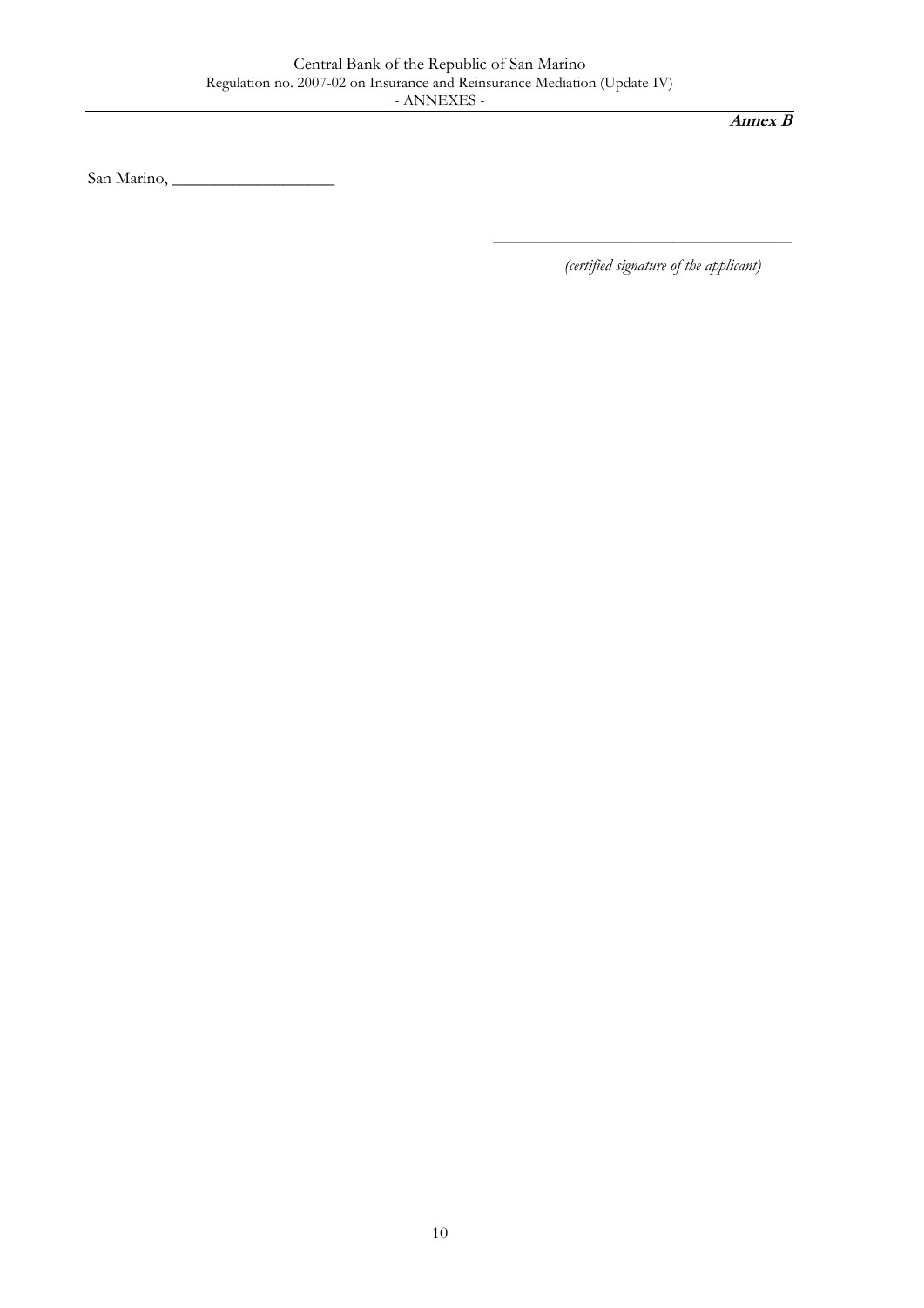**Annex B**

San Marino, ___________________

___________________________________

*(certified signature of the applicant)*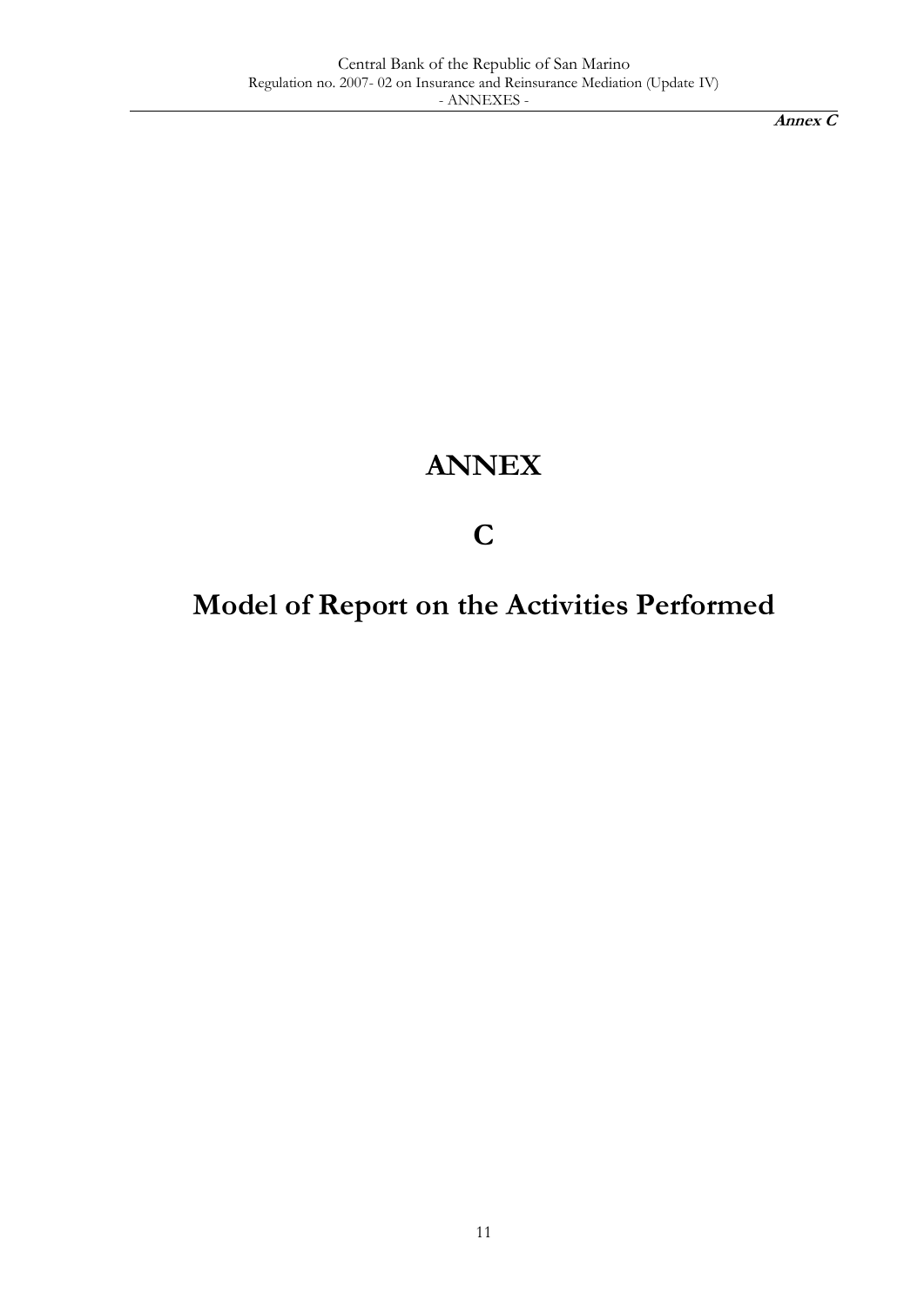**Annex C**

# ANNEX

# C

# Model of Report on the Activities Performed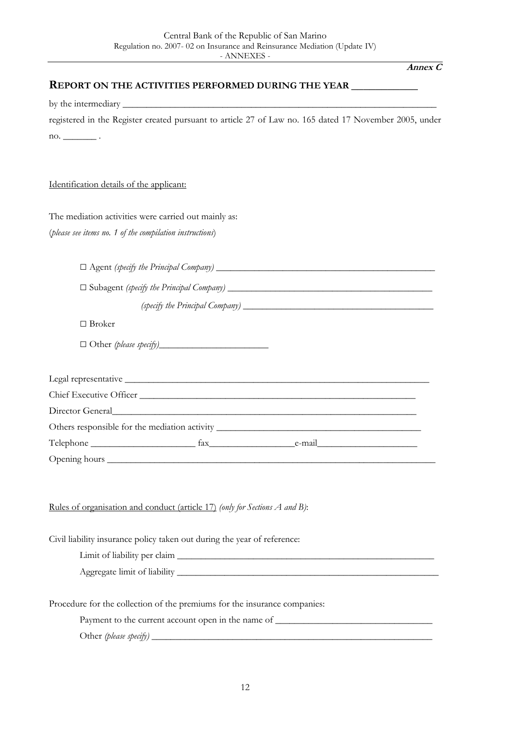***Annex C***

## REPORT ON THE ACTIVITIES PERFORMED DURING THE YEAR ____________

by the intermediary ____________________________________________________________

registered in the Register created pursuant to article 27 of Law no. 165 dated 17 November 2005, under no. _______ .

Identification details of the applicant:

The mediation activities were carried out mainly as:
(*please see items no. 1 of the compilation instructions*)

- □ Agent *(specify the Principal Company)* ______________________________________
- □ Subagent *(specify the Principal Company)* ____________________________________
  *(specify the Principal Company)* ____________________________________
- □ Broker
- □ Other *(please specify)*______________________

Legal representative ___________________________________________________________
Chief Executive Officer _______________________________________________________
Director General______________________________________________________________
Others responsible for the mediation activity ________________________________________
Telephone _____________________ fax__________________e-mail_____________________
Opening hours ________________________________________________________________

Rules of organisation and conduct (article 17) *(only for Sections A and B)*:

Civil liability insurance policy taken out during the year of reference:

Limit of liability per claim ________________________________________________
Aggregate limit of liability ________________________________________________

Procedure for the collection of the premiums for the insurance companies:

Payment to the current account open in the name of ________________________________
Other *(please specify)* ______________________________________________________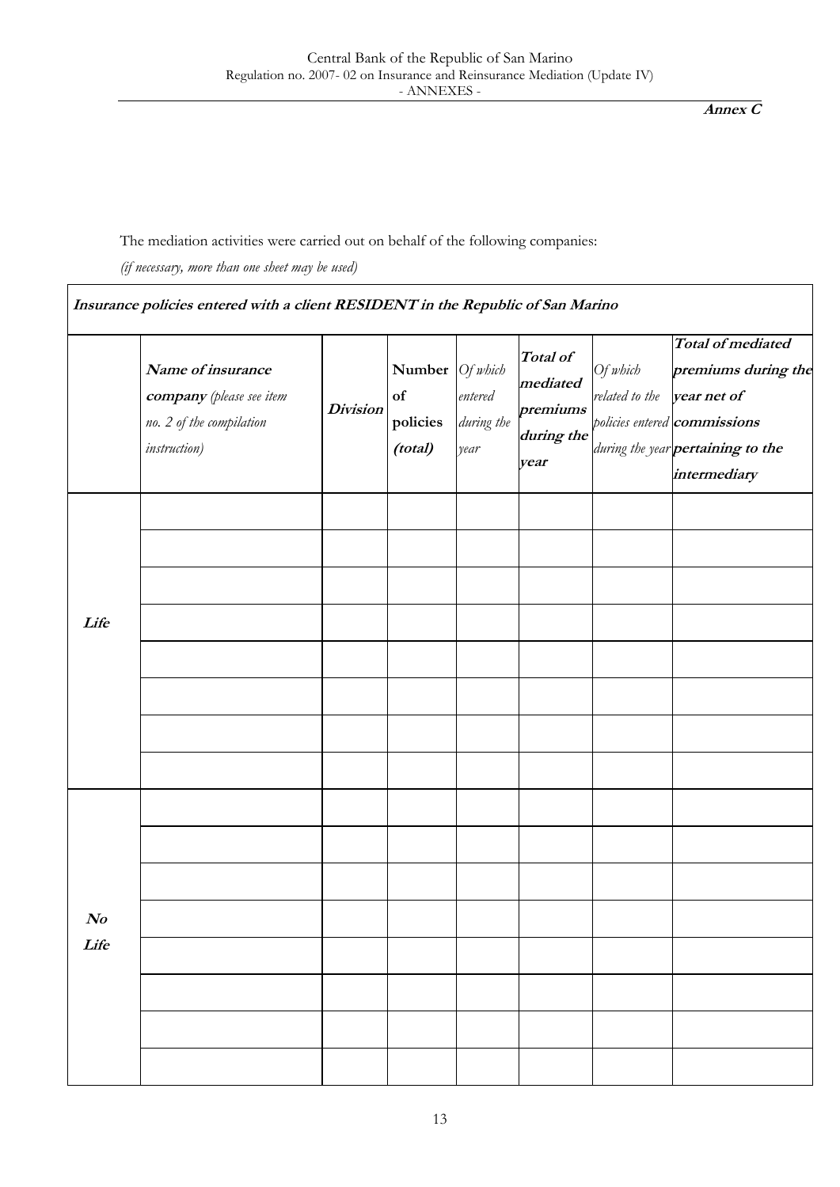**Annex C**

The mediation activities were carried out on behalf of the following companies:

*(if necessary, more than one sheet may be used)*

| ***Insurance policies entered with a client RESIDENT in the Republic of San Marino*** | | | | | | | |
|---|---|---|---|---|---|---|---|
| | ***Name of insurance company*** *(please see item no. 2 of the compilation instruction)* | ***Division*** | **Number of policies** ***(total)*** | *Of which entered during the year* | ***Total of mediated premiums during the year*** | *Of which related to the policies entered during the year* | ***Total of mediated premiums during the year net of commissions pertaining to the intermediary*** |
| ***Life*** | | | | | | | |
| | | | | | | | |
| | | | | | | | |
| | | | | | | | |
| | | | | | | | |
| | | | | | | | |
| | | | | | | | |
| | | | | | | | |
| ***No Life*** | | | | | | | |
| | | | | | | | |
| | | | | | | | |
| | | | | | | | |
| | | | | | | | |
| | | | | | | | |
| | | | | | | | |
| | | | | | | | |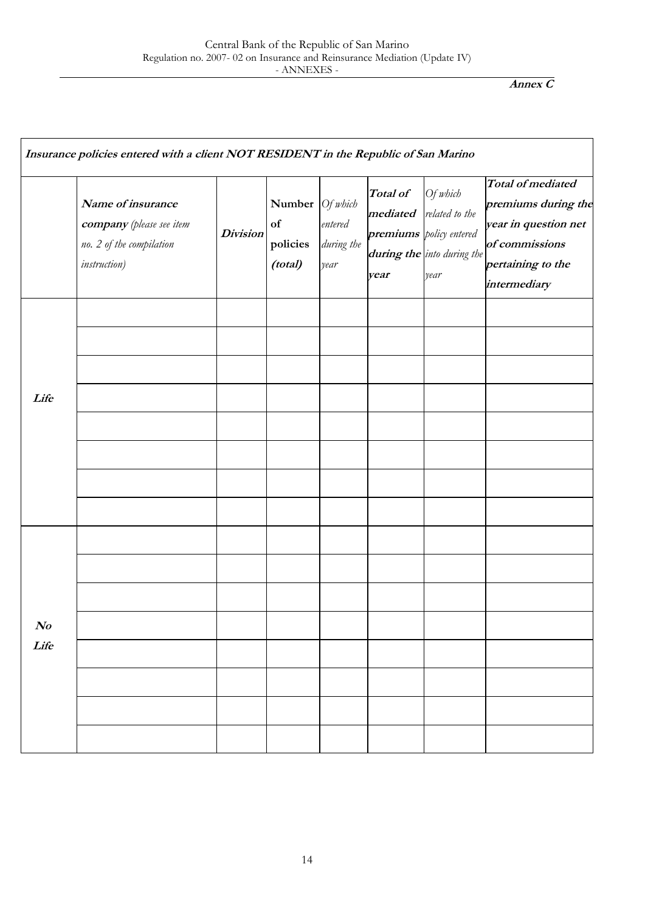**Annex C**

| ***Insurance policies entered with a client NOT RESIDENT in the Republic of San Marino*** | | | | | | | |
|---|---|---|---|---|---|---|---|
| | ***Name of insurance company*** *(please see item no. 2 of the compilation instruction)* | ***Division*** | **Number of policies** ***(total)*** | *Of which entered during the year* | ***Total of mediated premiums during the year*** | *Of which related to the policy entered into during the year* | ***Total of mediated premiums during the year in question net of commissions pertaining to the intermediary*** |
| ***Life*** | | | | | | | |
| | | | | | | | |
| | | | | | | | |
| | | | | | | | |
| | | | | | | | |
| | | | | | | | |
| | | | | | | | |
| | | | | | | | |
| ***No Life*** | | | | | | | |
| | | | | | | | |
| | | | | | | | |
| | | | | | | | |
| | | | | | | | |
| | | | | | | | |
| | | | | | | | |
| | | | | | | | |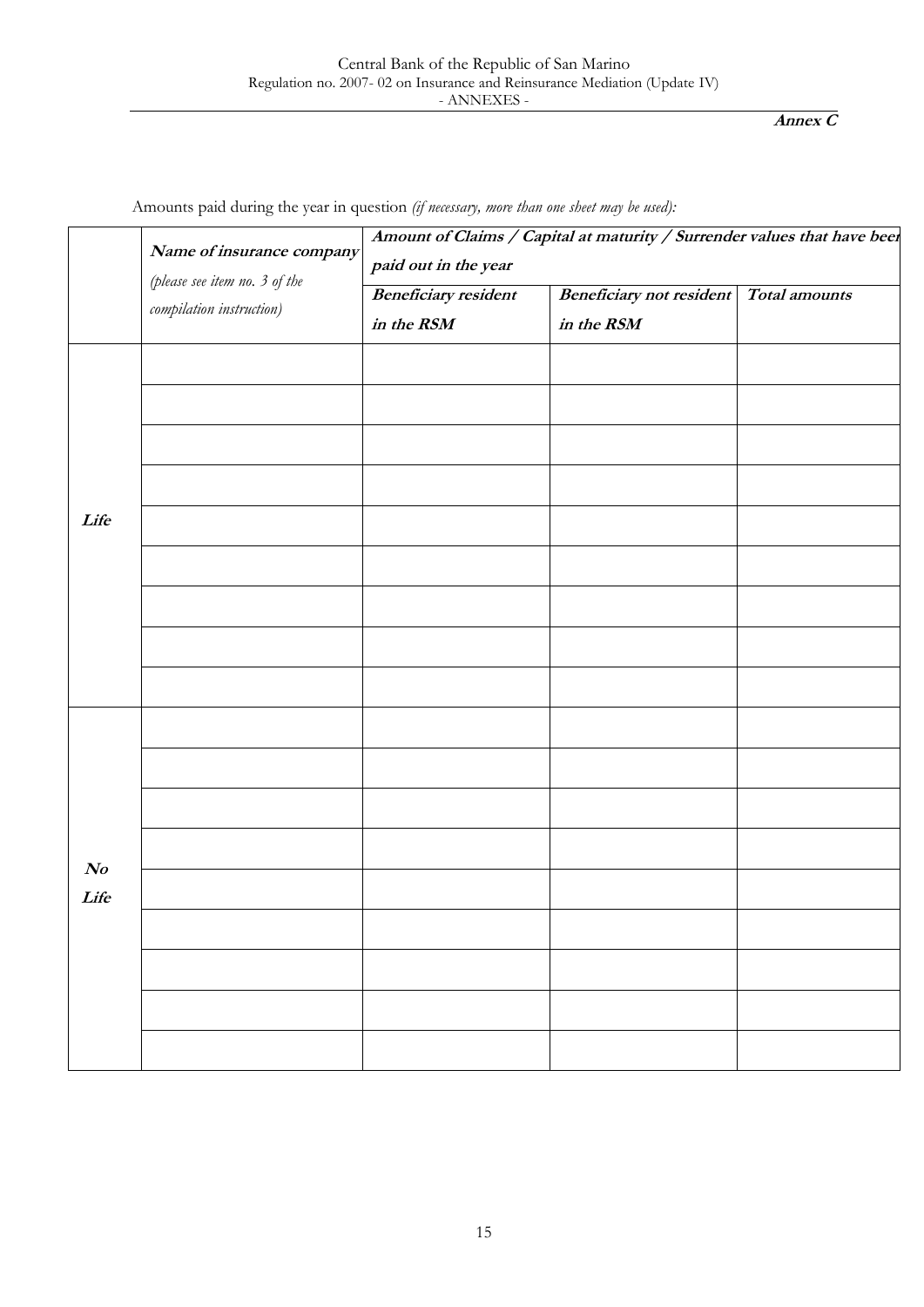**Annex C**

Amounts paid during the year in question *(if necessary, more than one sheet may be used):*

| | ***Name of insurance company*** *(please see item no. 3 of the compilation instruction)* | ***Amount of Claims / Capital at maturity / Surrender values that have been paid out in the year*** | | |
|---|---|---|---|---|
| | | ***Beneficiary resident in the RSM*** | ***Beneficiary not resident in the RSM*** | ***Total amounts*** |
| ***Life*** | | | | |
| | | | | |
| | | | | |
| | | | | |
| | | | | |
| | | | | |
| | | | | |
| | | | | |
| | | | | |
| ***No Life*** | | | | |
| | | | | |
| | | | | |
| | | | | |
| | | | | |
| | | | | |
| | | | | |
| | | | | |
| | | | | |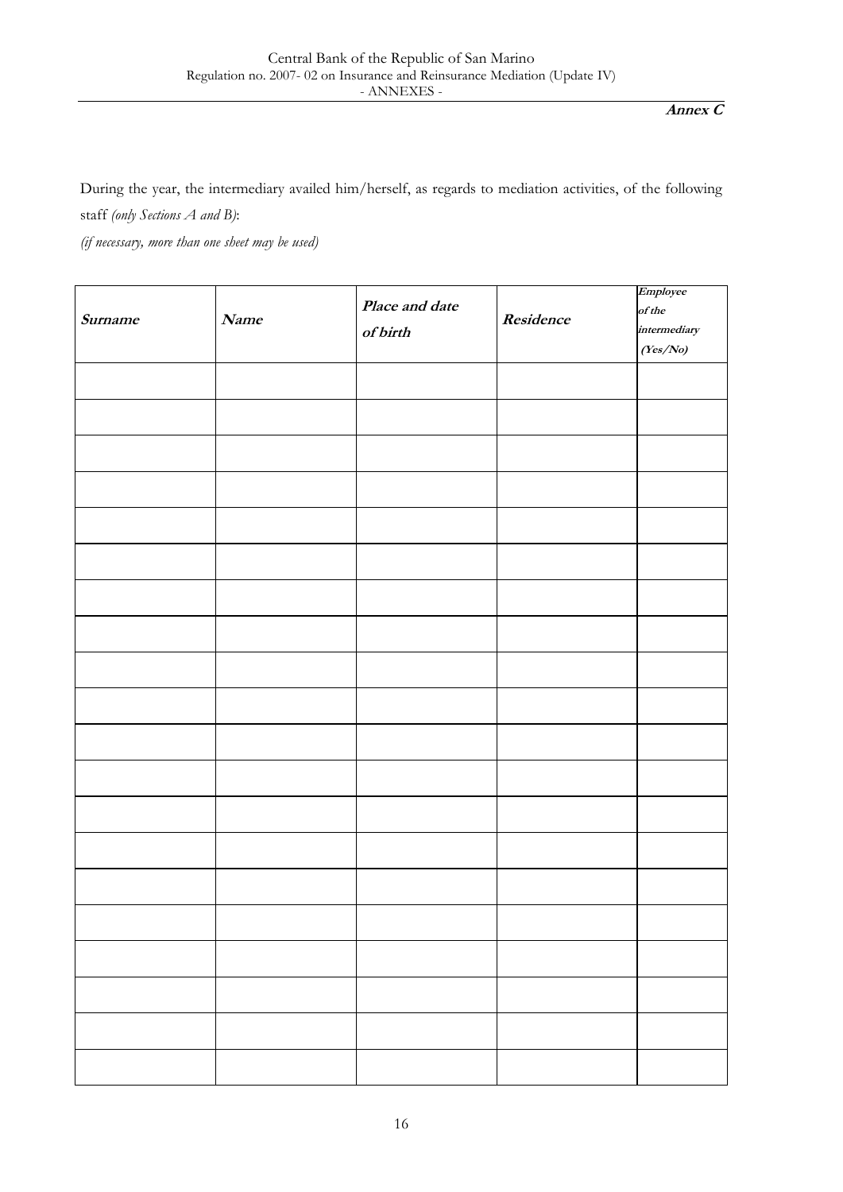**Annex C**

During the year, the intermediary availed him/herself, as regards to mediation activities, of the following staff *(only Sections A and B)*:

*(if necessary, more than one sheet may be used)*

| ***Surname*** | ***Name*** | ***Place and date of birth*** | ***Residence*** | ***Employee of the intermediary (Yes/No)*** |
|---|---|---|---|---|
| | | | | |
| | | | | |
| | | | | |
| | | | | |
| | | | | |
| | | | | |
| | | | | |
| | | | | |
| | | | | |
| | | | | |
| | | | | |
| | | | | |
| | | | | |
| | | | | |
| | | | | |
| | | | | |
| | | | | |
| | | | | |
| | | | | |
| | | | | |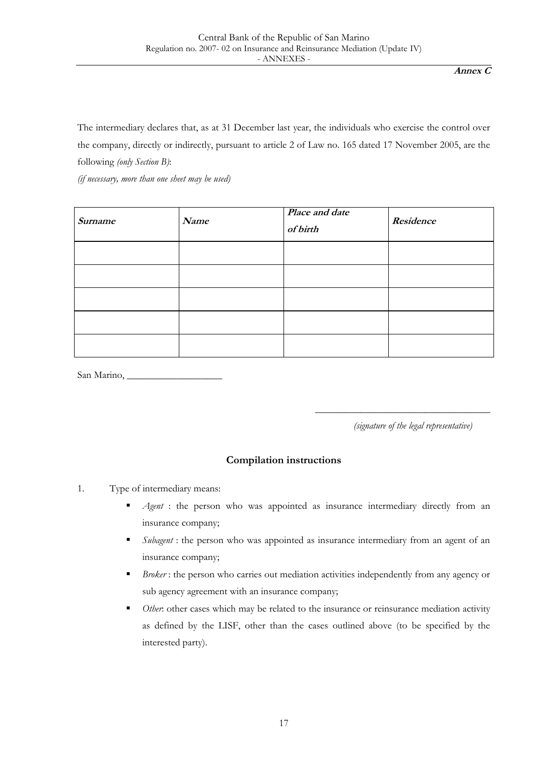**Annex C**

The intermediary declares that, as at 31 December last year, the individuals who exercise the control over the company, directly or indirectly, pursuant to article 2 of Law no. 165 dated 17 November 2005, are the following *(only Section B)*:

*(if necessary, more than one sheet may be used)*

| ***Surname*** | ***Name*** | ***Place and date of birth*** | ***Residence*** |
|---|---|---|---|
| | | | |
| | | | |
| | | | |
| | | | |
| | | | |

San Marino, ___________________

___________________________________

*(signature of the legal representative)*

### Compilation instructions

1. Type of intermediary means:
   - *Agent* : the person who was appointed as insurance intermediary directly from an insurance company;
   - *Subagent* : the person who was appointed as insurance intermediary from an agent of an insurance company;
   - *Broker* : the person who carries out mediation activities independently from any agency or sub agency agreement with an insurance company;
   - *Other*: other cases which may be related to the insurance or reinsurance mediation activity as defined by the LISF, other than the cases outlined above (to be specified by the interested party).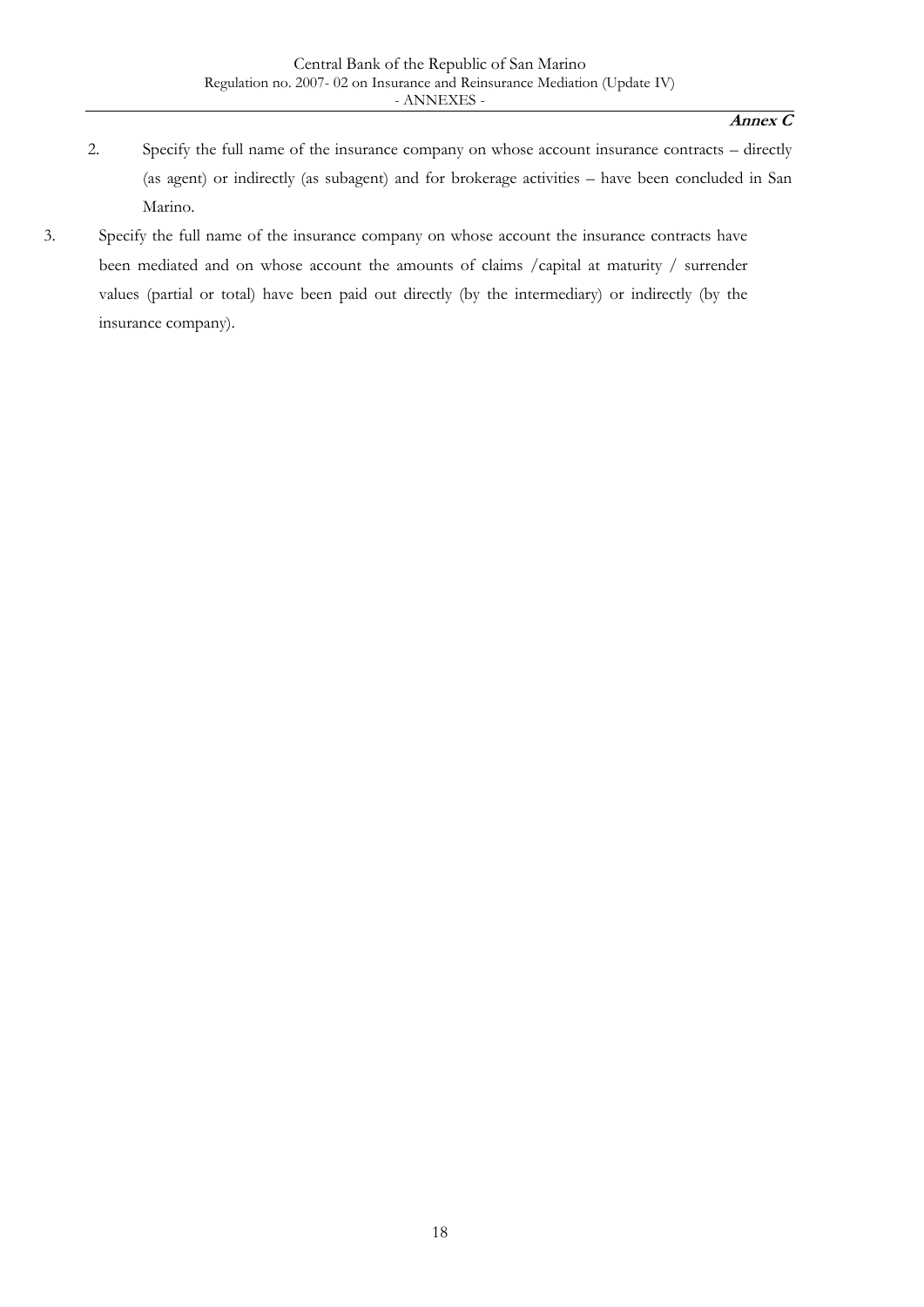**Annex C**

2. Specify the full name of the insurance company on whose account insurance contracts – directly (as agent) or indirectly (as subagent) and for brokerage activities – have been concluded in San Marino.

3. Specify the full name of the insurance company on whose account the insurance contracts have been mediated and on whose account the amounts of claims /capital at maturity / surrender values (partial or total) have been paid out directly (by the intermediary) or indirectly (by the insurance company).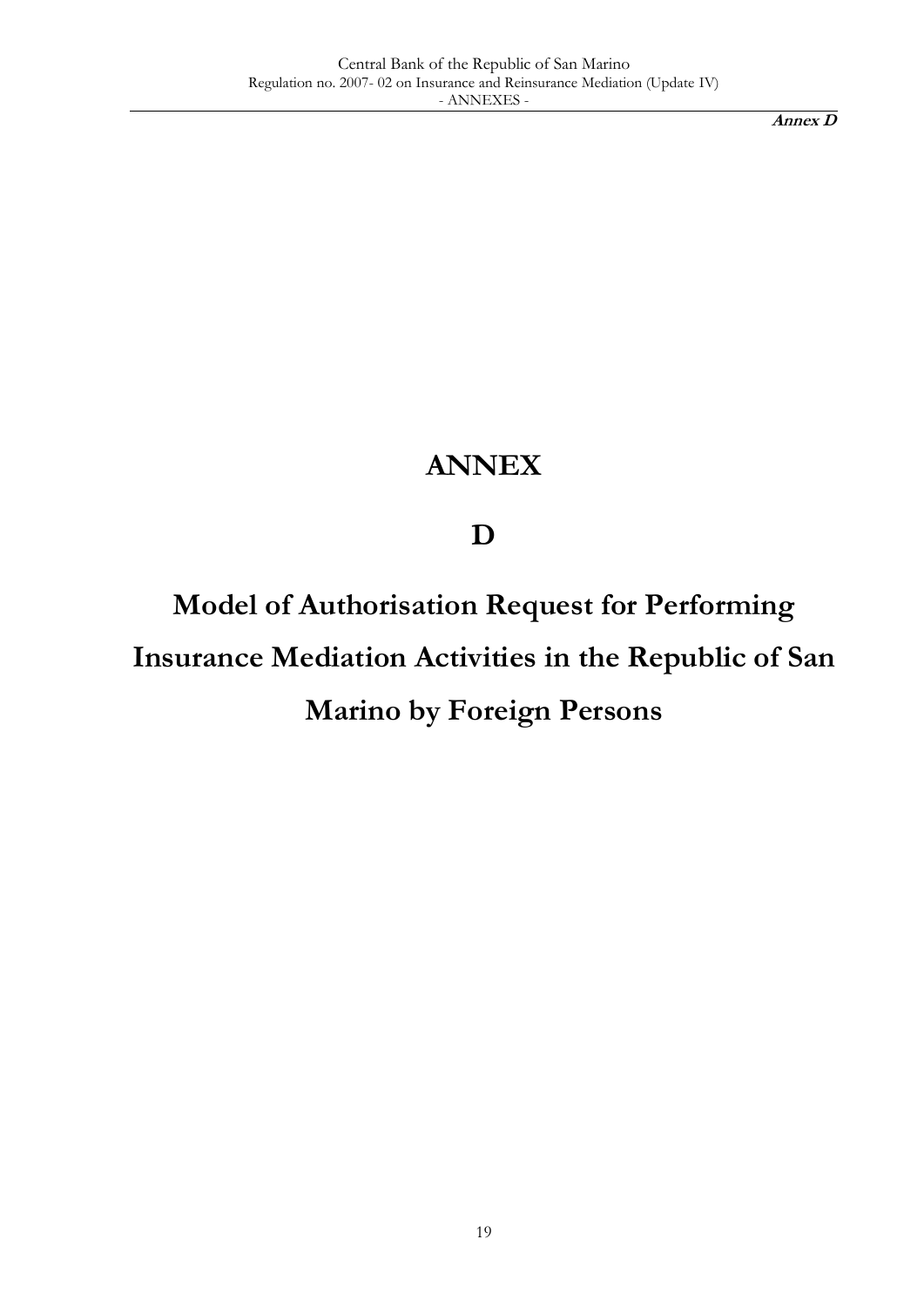# ANNEX

# D

# Model of Authorisation Request for Performing Insurance Mediation Activities in the Republic of San Marino by Foreign Persons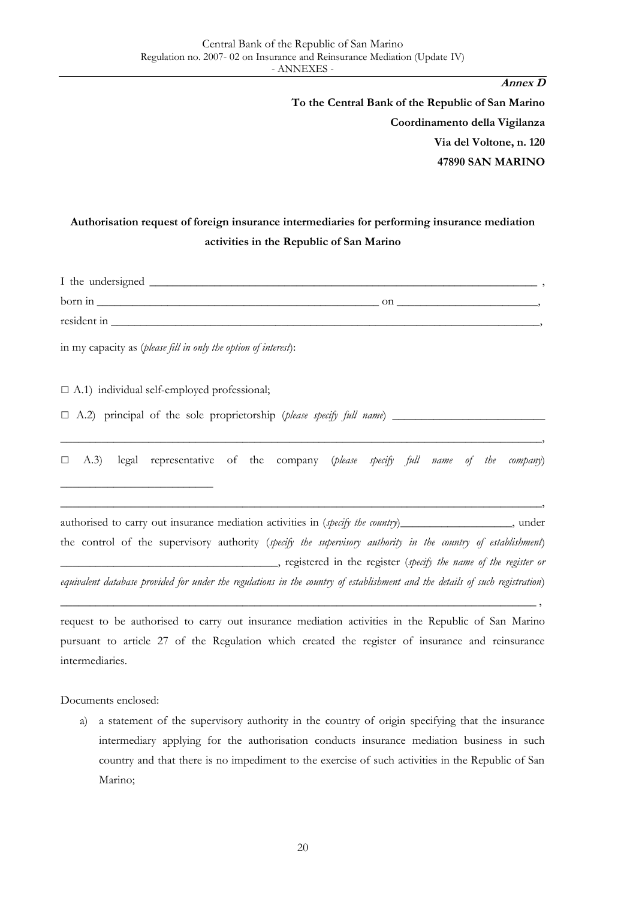**Annex D**

**To the Central Bank of the Republic of San Marino**

**Coordinamento della Vigilanza**

**Via del Voltone, n. 120**

**47890 SAN MARINO**

**Authorisation request of foreign insurance intermediaries for performing insurance mediation activities in the Republic of San Marino**

I the undersigned ______________________________________________________________ ,

born in ____________________________________________ on ______________________,

resident in ___________________________________________________________________,

in my capacity as (*please fill in only the option of interest*):

☐ A.1) individual self-employed professional;

☐ A.2) principal of the sole proprietorship (*please specify full name*) ________________________

_____________________________________________________________________________,

☐ A.3) legal representative of the company (*please specify full name of the company*) ________________________

_____________________________________________________________________________,

authorised to carry out insurance mediation activities in (*specify the country*)__________________, under the control of the supervisory authority (*specify the supervisory authority in the country of establishment*) __________________________________, registered in the register (*specify the name of the register or equivalent database provided for under the regulations in the country of establishment and the details of such registration*) _____________________________________________________________________________ ,

request to be authorised to carry out insurance mediation activities in the Republic of San Marino pursuant to article 27 of the Regulation which created the register of insurance and reinsurance intermediaries.

Documents enclosed:

a) a statement of the supervisory authority in the country of origin specifying that the insurance intermediary applying for the authorisation conducts insurance mediation business in such country and that there is no impediment to the exercise of such activities in the Republic of San Marino;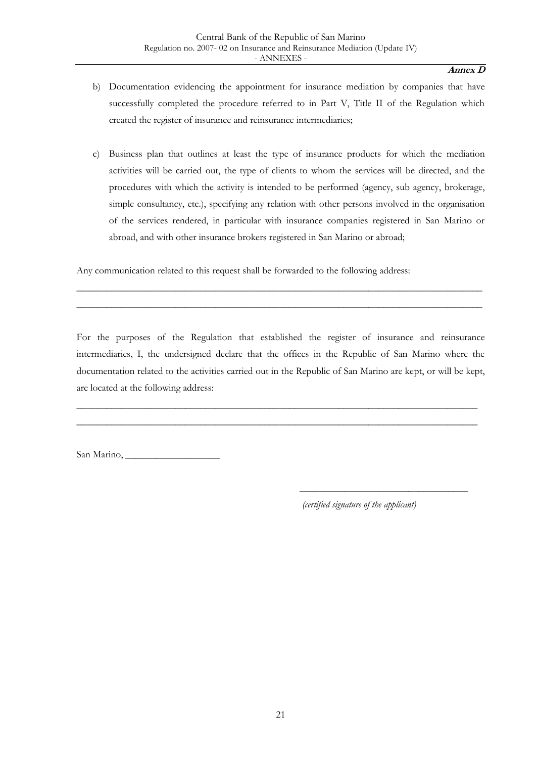**Annex D**

b) Documentation evidencing the appointment for insurance mediation by companies that have successfully completed the procedure referred to in Part V, Title II of the Regulation which created the register of insurance and reinsurance intermediaries;

c) Business plan that outlines at least the type of insurance products for which the mediation activities will be carried out, the type of clients to whom the services will be directed, and the procedures with which the activity is intended to be performed (agency, sub agency, brokerage, simple consultancy, etc.), specifying any relation with other persons involved in the organisation of the services rendered, in particular with insurance companies registered in San Marino or abroad, and with other insurance brokers registered in San Marino or abroad;

Any communication related to this request shall be forwarded to the following address:

_______________________________________________________________________________

_______________________________________________________________________________

For the purposes of the Regulation that established the register of insurance and reinsurance intermediaries, I, the undersigned declare that the offices in the Republic of San Marino where the documentation related to the activities carried out in the Republic of San Marino are kept, or will be kept, are located at the following address:

_______________________________________________________________________________

_______________________________________________________________________________

San Marino, ___________________

___________________________________

*(certified signature of the applicant)*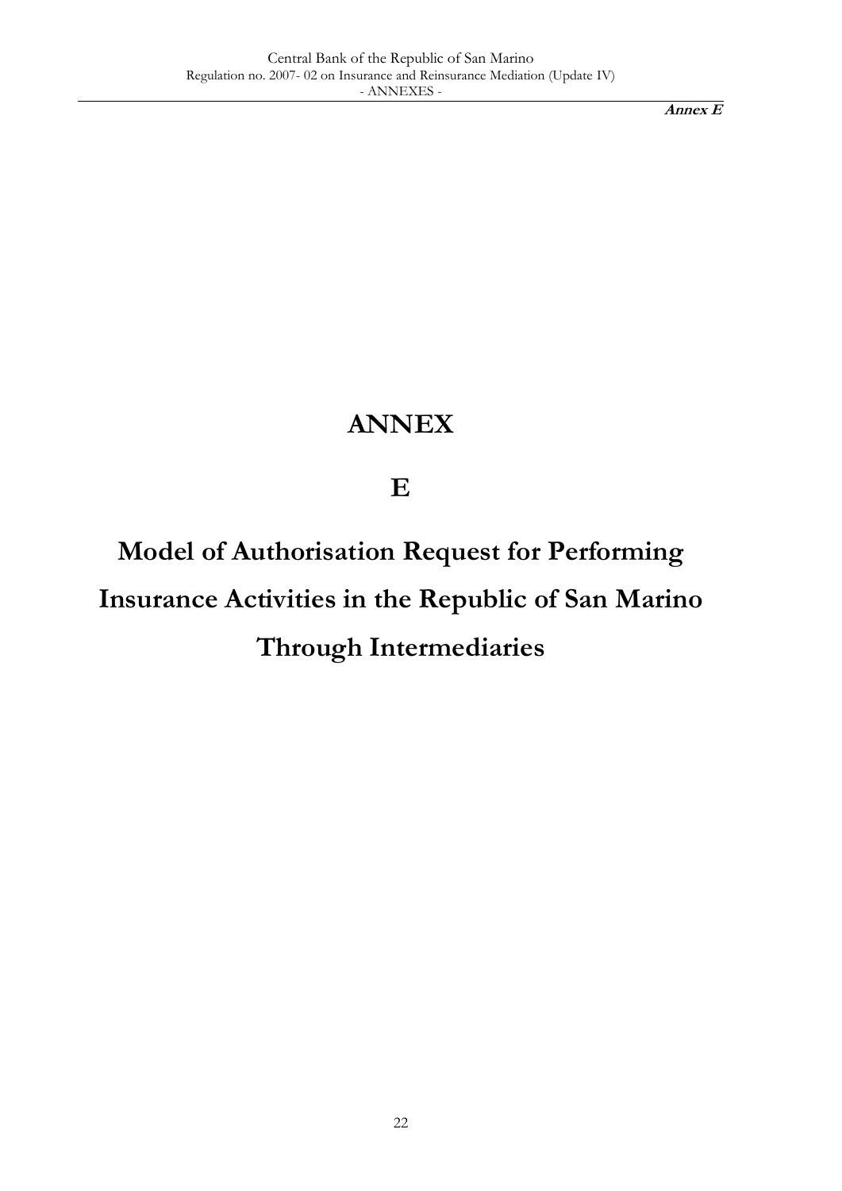# ANNEX

# E

# Model of Authorisation Request for Performing Insurance Activities in the Republic of San Marino Through Intermediaries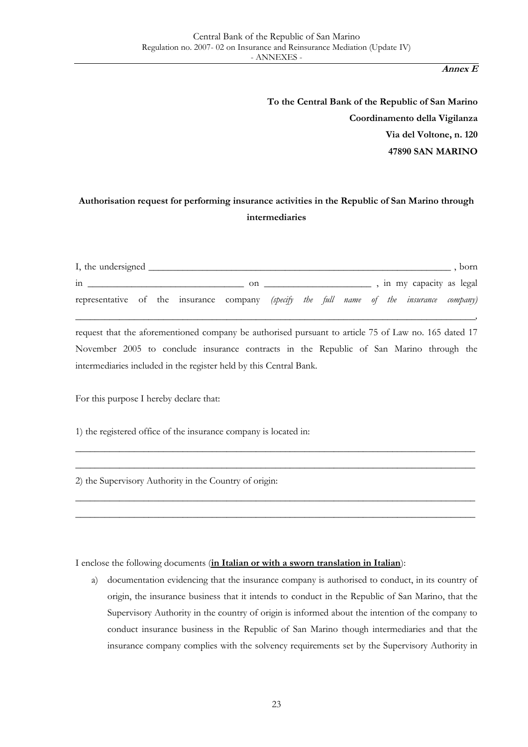**Annex E**

**To the Central Bank of the Republic of San Marino**
**Coordinamento della Vigilanza**
**Via del Voltone, n. 120**
**47890 SAN MARINO**

**Authorisation request for performing insurance activities in the Republic of San Marino through intermediaries**

I, the undersigned _______________________________________________ , born in ___________________________ on ____________________ , in my capacity as legal representative of the insurance company *(specify the full name of the insurance company)* ____________________________________________________________________________,

request that the aforementioned company be authorised pursuant to article 75 of Law no. 165 dated 17 November 2005 to conclude insurance contracts in the Republic of San Marino through the intermediaries included in the register held by this Central Bank.

For this purpose I hereby declare that:

1) the registered office of the insurance company is located in:

____________________________________________________________________________

____________________________________________________________________________

2) the Supervisory Authority in the Country of origin:

____________________________________________________________________________

____________________________________________________________________________

I enclose the following documents (**<u>in Italian or with a sworn translation in Italian</u>**):

a) documentation evidencing that the insurance company is authorised to conduct, in its country of origin, the insurance business that it intends to conduct in the Republic of San Marino, that the Supervisory Authority in the country of origin is informed about the intention of the company to conduct insurance business in the Republic of San Marino though intermediaries and that the insurance company complies with the solvency requirements set by the Supervisory Authority in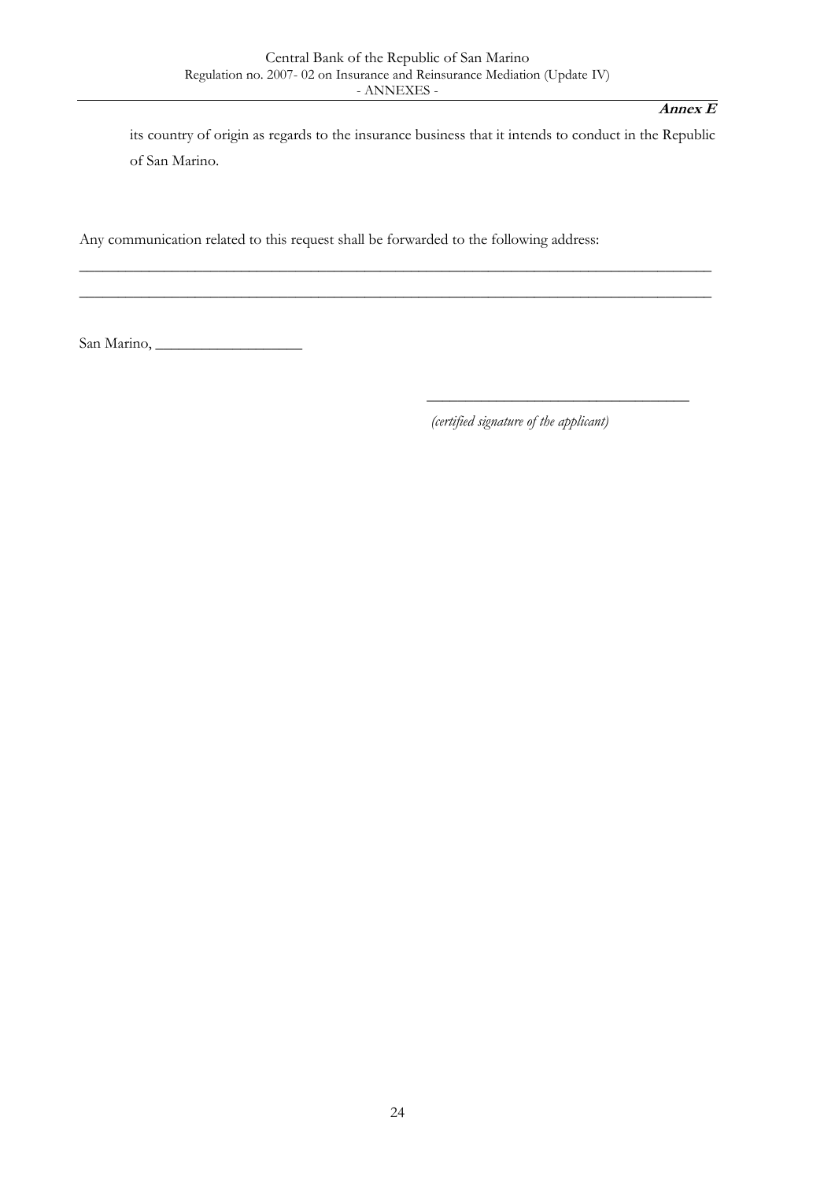its country of origin as regards to the insurance business that it intends to conduct in the Republic of San Marino.

Any communication related to this request shall be forwarded to the following address:

_______________________________________________________________________________

_______________________________________________________________________________

San Marino, ___________________

_________________________________

*(certified signature of the applicant)*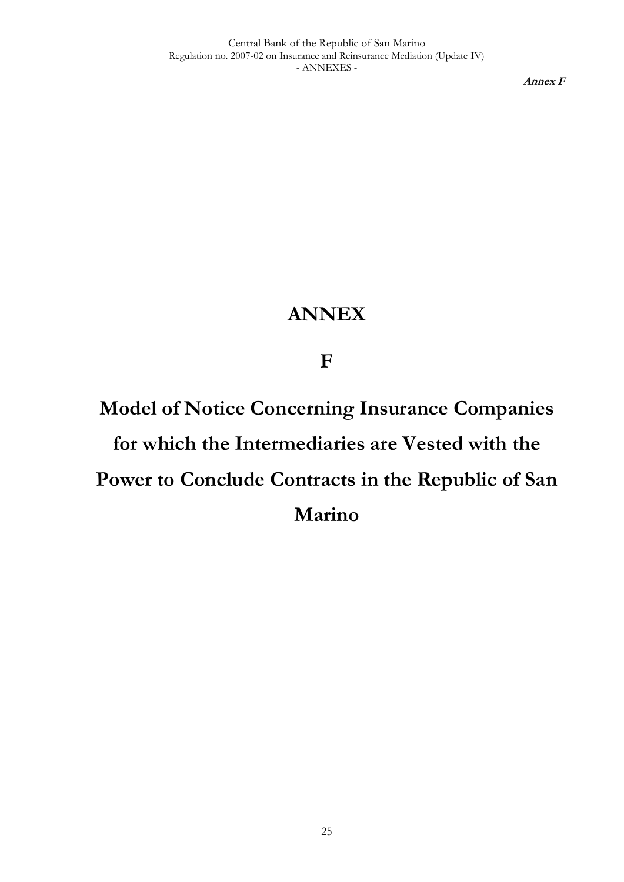# ANNEX

# F

# Model of Notice Concerning Insurance Companies for which the Intermediaries are Vested with the Power to Conclude Contracts in the Republic of San Marino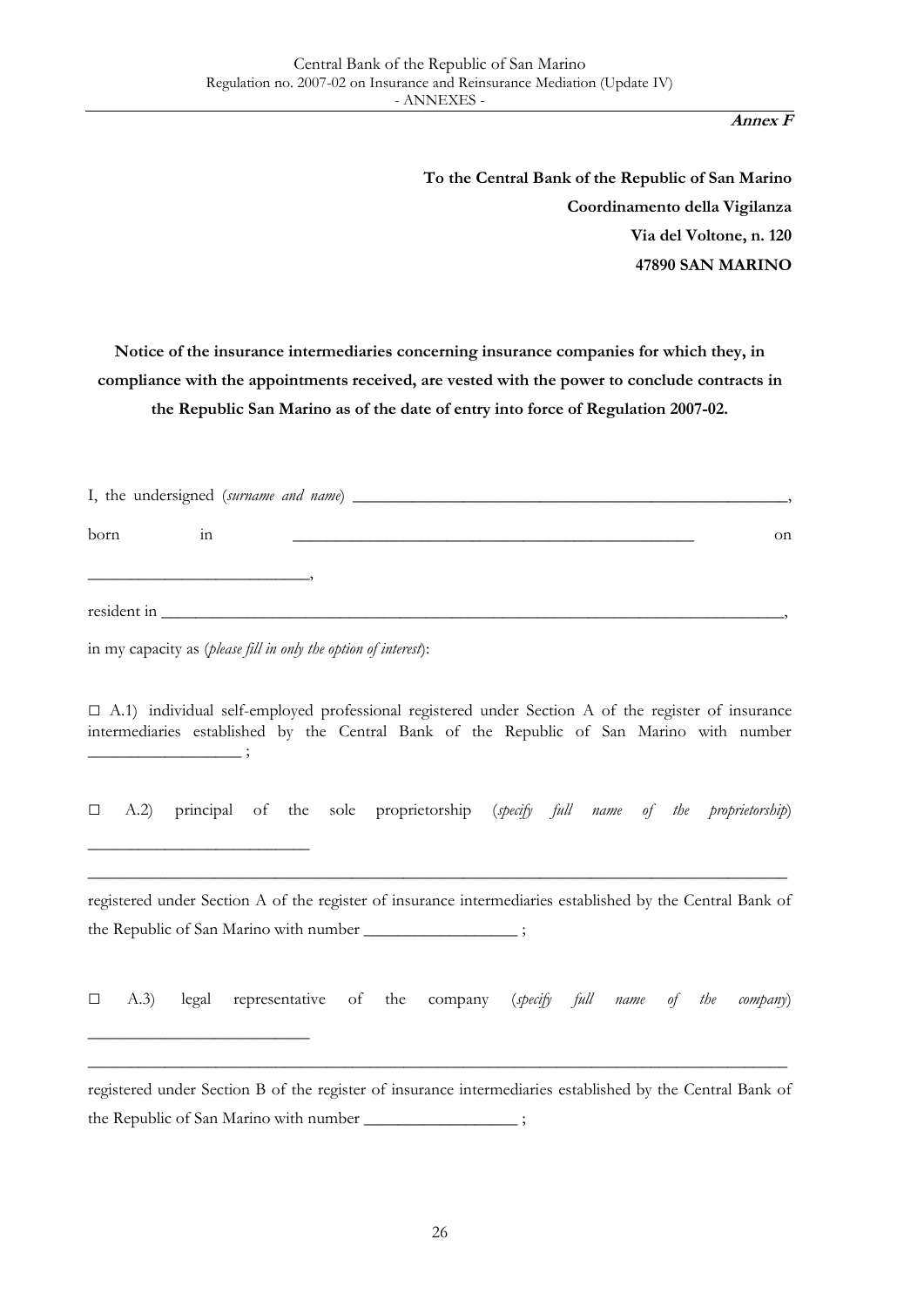**Annex F**

**To the Central Bank of the Republic of San Marino**
**Coordinamento della Vigilanza**
**Via del Voltone, n. 120**
**47890 SAN MARINO**

**Notice of the insurance intermediaries concerning insurance companies for which they, in compliance with the appointments received, are vested with the power to conclude contracts in the Republic San Marino as of the date of entry into force of Regulation 2007-02.**

I, the undersigned (*surname and name*) ______________________________________________________,

born in ______________________________________________ on ___________________________,

resident in ______________________________________________________________________________,

in my capacity as (*please fill in only the option of interest*):

☐ A.1) individual self-employed professional registered under Section A of the register of insurance intermediaries established by the Central Bank of the Republic of San Marino with number __________________ ;

☐ A.2) principal of the sole proprietorship (*specify full name of the proprietorship*) ___________________________

_____________________________________________________________________________________

registered under Section A of the register of insurance intermediaries established by the Central Bank of the Republic of San Marino with number __________________ ;

☐ A.3) legal representative of the company (*specify full name of the company*) ___________________________

_____________________________________________________________________________________

registered under Section B of the register of insurance intermediaries established by the Central Bank of the Republic of San Marino with number __________________ ;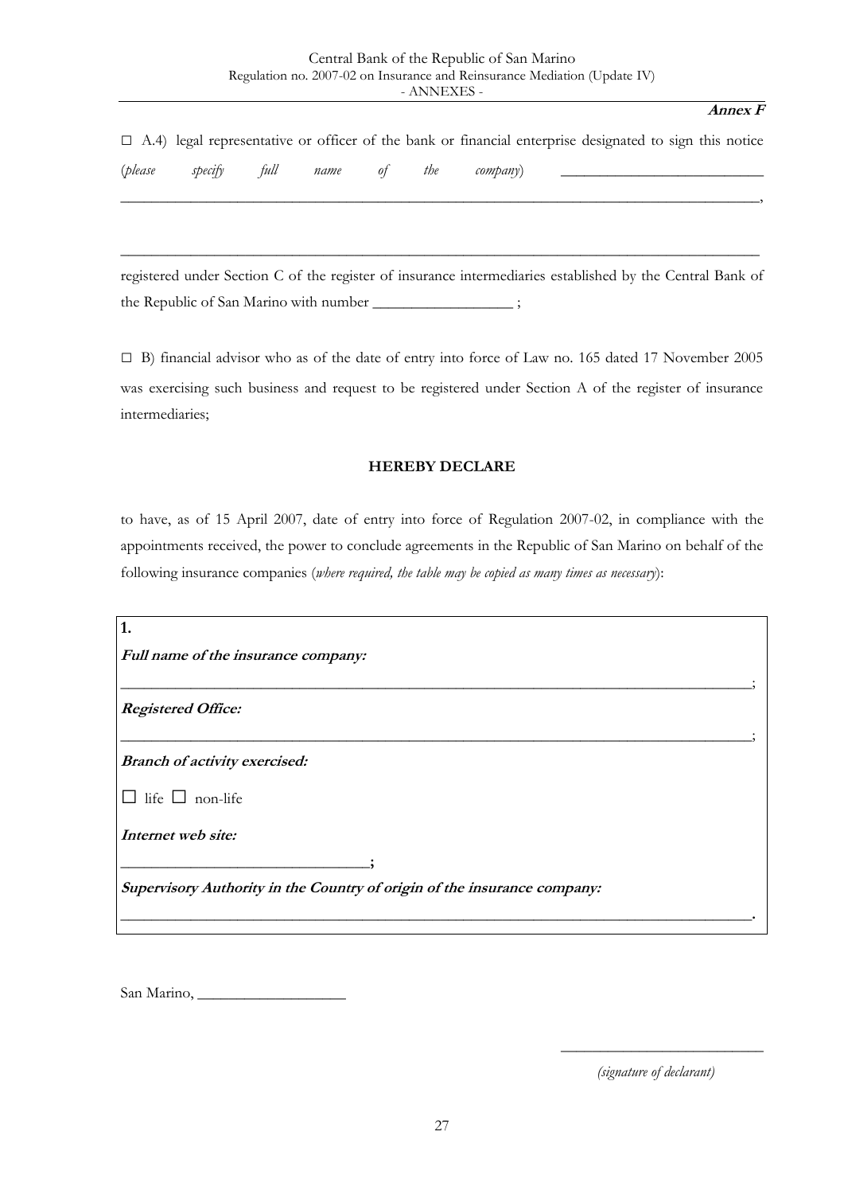**Annex F**

☐ A.4) legal representative or officer of the bank or financial enterprise designated to sign this notice (*please specify full name of the company*) ____________________________ ______________________________________________________________________________________,

______________________________________________________________________________________

registered under Section C of the register of insurance intermediaries established by the Central Bank of the Republic of San Marino with number __________________ ;

☐ B) financial advisor who as of the date of entry into force of Law no. 165 dated 17 November 2005 was exercising such business and request to be registered under Section A of the register of insurance intermediaries;

**HEREBY DECLARE**

to have, as of 15 April 2007, date of entry into force of Regulation 2007-02, in compliance with the appointments received, the power to conclude agreements in the Republic of San Marino on behalf of the following insurance companies (*where required, the table may be copied as many times as necessary*):

| |
|---|
| **1.**<br>***Full name of the insurance company:***<br>______________________________________________________________________________;<br>***Registered Office:***<br>______________________________________________________________________________;<br>***Branch of activity exercised:***<br>☐ life ☐ non-life<br>***Internet web site:***<br>________________________________;<br>***Supervisory Authority in the Country of origin of the insurance company:***<br>______________________________________________________________________________. |

San Marino, ___________________

___________________________
*(signature of declarant)*